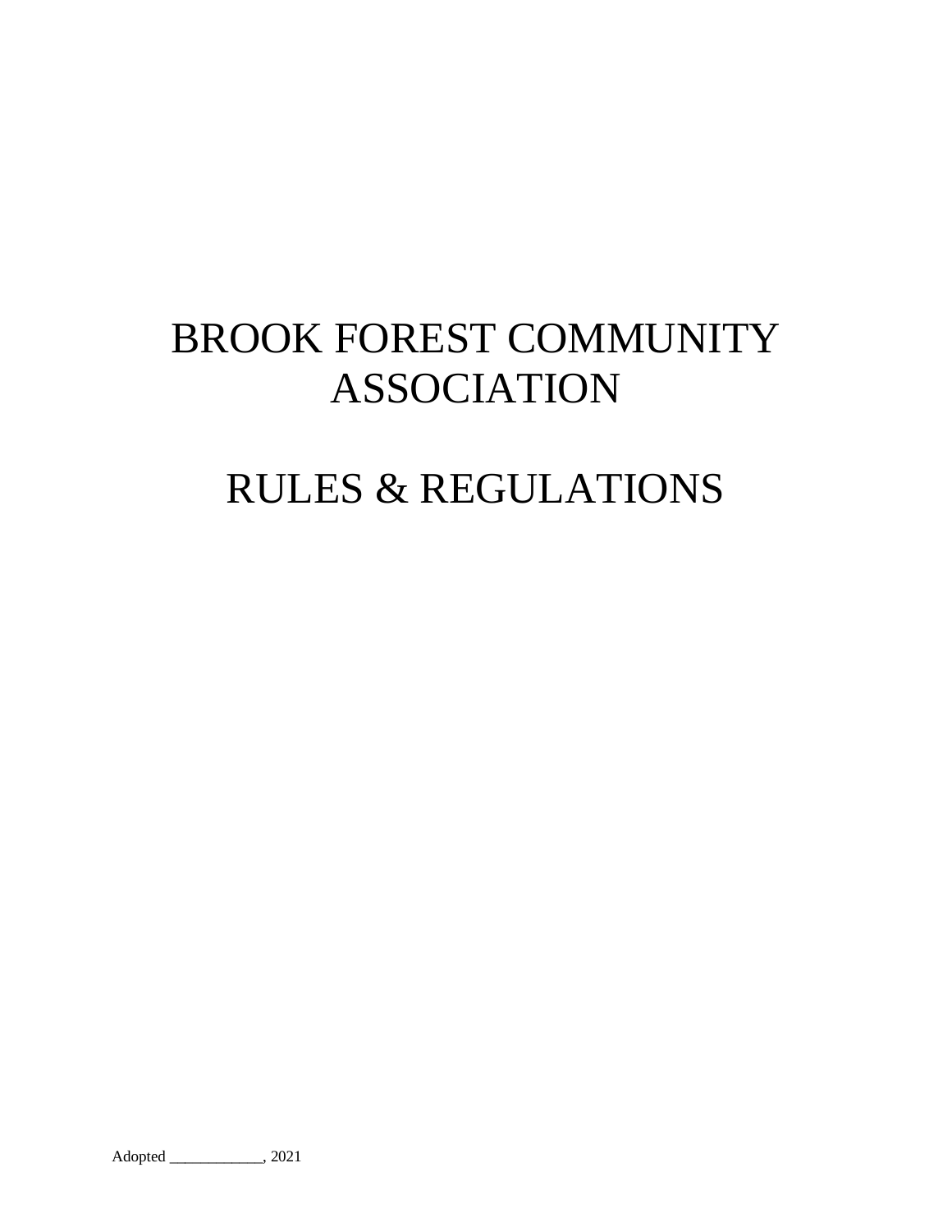# BROOK FOREST COMMUNITY ASSOCIATION

# RULES & REGULATIONS

Adopted ____________, 2021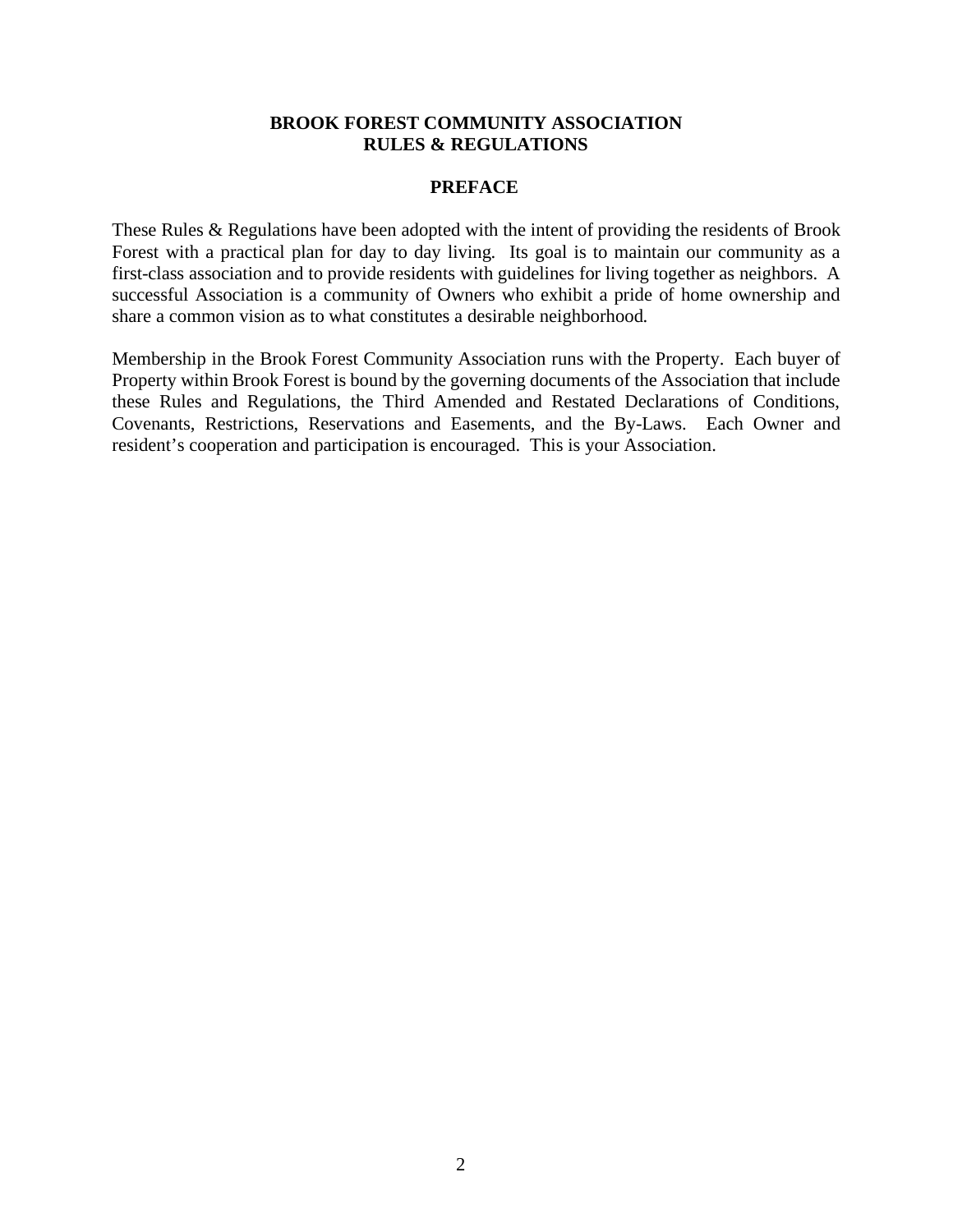**BROOK FOREST COMMUNITY ASSOCIATION**
**RULES & REGULATIONS**

## PREFACE

These Rules & Regulations have been adopted with the intent of providing the residents of Brook Forest with a practical plan for day to day living. Its goal is to maintain our community as a first-class association and to provide residents with guidelines for living together as neighbors. A successful Association is a community of Owners who exhibit a pride of home ownership and share a common vision as to what constitutes a desirable neighborhood.

Membership in the Brook Forest Community Association runs with the Property. Each buyer of Property within Brook Forest is bound by the governing documents of the Association that include these Rules and Regulations, the Third Amended and Restated Declarations of Conditions, Covenants, Restrictions, Reservations and Easements, and the By-Laws. Each Owner and resident's cooperation and participation is encouraged. This is your Association.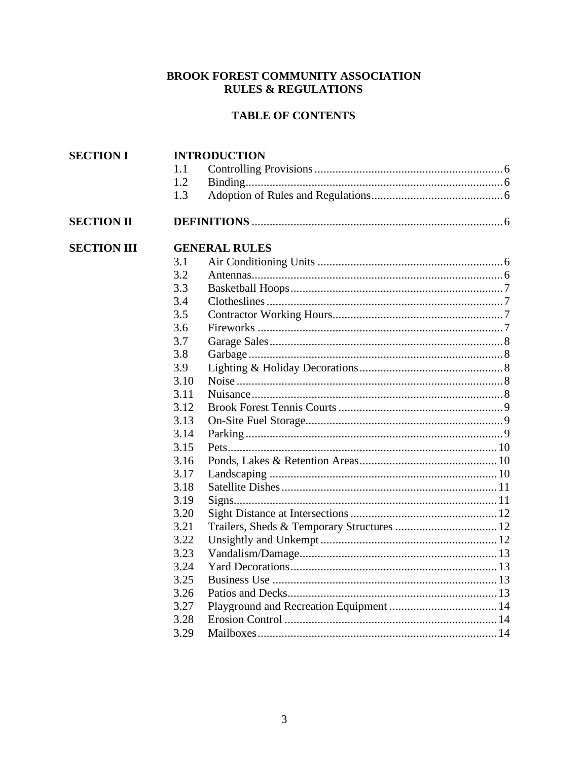# BROOK FOREST COMMUNITY ASSOCIATION
# RULES & REGULATIONS

## TABLE OF CONTENTS

| | | | |
|---|---|---|---|
| **SECTION I** | | **INTRODUCTION** | |
| | 1.1 | Controlling Provisions | 6 |
| | 1.2 | Binding | 6 |
| | 1.3 | Adoption of Rules and Regulations | 6 |
| **SECTION II** | | **DEFINITIONS** | 6 |
| **SECTION III** | | **GENERAL RULES** | |
| | 3.1 | Air Conditioning Units | 6 |
| | 3.2 | Antennas | 6 |
| | 3.3 | Basketball Hoops | 7 |
| | 3.4 | Clotheslines | 7 |
| | 3.5 | Contractor Working Hours | 7 |
| | 3.6 | Fireworks | 7 |
| | 3.7 | Garage Sales | 8 |
| | 3.8 | Garbage | 8 |
| | 3.9 | Lighting & Holiday Decorations | 8 |
| | 3.10 | Noise | 8 |
| | 3.11 | Nuisance | 8 |
| | 3.12 | Brook Forest Tennis Courts | 9 |
| | 3.13 | On-Site Fuel Storage | 9 |
| | 3.14 | Parking | 9 |
| | 3.15 | Pets | 10 |
| | 3.16 | Ponds, Lakes & Retention Areas | 10 |
| | 3.17 | Landscaping | 10 |
| | 3.18 | Satellite Dishes | 11 |
| | 3.19 | Signs | 11 |
| | 3.20 | Sight Distance at Intersections | 12 |
| | 3.21 | Trailers, Sheds & Temporary Structures | 12 |
| | 3.22 | Unsightly and Unkempt | 12 |
| | 3.23 | Vandalism/Damage | 13 |
| | 3.24 | Yard Decorations | 13 |
| | 3.25 | Business Use | 13 |
| | 3.26 | Patios and Decks | 13 |
| | 3.27 | Playground and Recreation Equipment | 14 |
| | 3.28 | Erosion Control | 14 |
| | 3.29 | Mailboxes | 14 |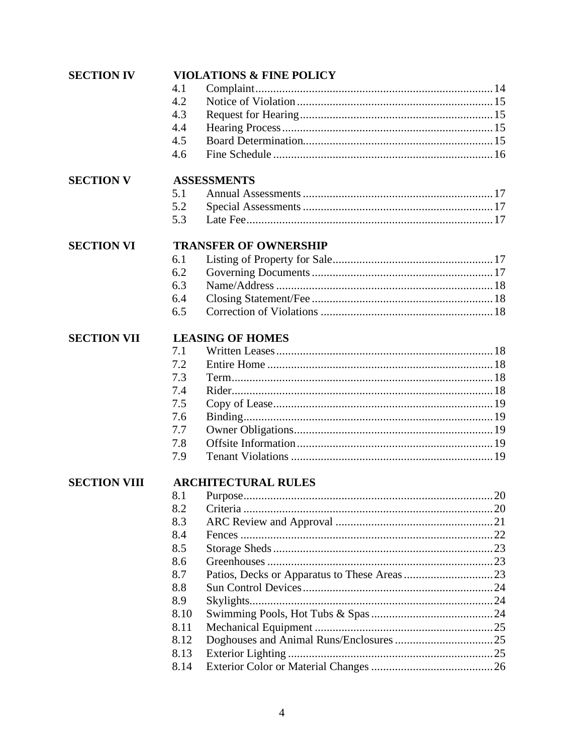| | | | |
|---|---|---|---|
| **SECTION IV** | **VIOLATIONS & FINE POLICY** | | |
| | 4.1 | Complaint | 14 |
| | 4.2 | Notice of Violation | 15 |
| | 4.3 | Request for Hearing | 15 |
| | 4.4 | Hearing Process | 15 |
| | 4.5 | Board Determination | 15 |
| | 4.6 | Fine Schedule | 16 |
| **SECTION V** | **ASSESSMENTS** | | |
| | 5.1 | Annual Assessments | 17 |
| | 5.2 | Special Assessments | 17 |
| | 5.3 | Late Fee | 17 |
| **SECTION VI** | **TRANSFER OF OWNERSHIP** | | |
| | 6.1 | Listing of Property for Sale | 17 |
| | 6.2 | Governing Documents | 17 |
| | 6.3 | Name/Address | 18 |
| | 6.4 | Closing Statement/Fee | 18 |
| | 6.5 | Correction of Violations | 18 |
| **SECTION VII** | **LEASING OF HOMES** | | |
| | 7.1 | Written Leases | 18 |
| | 7.2 | Entire Home | 18 |
| | 7.3 | Term | 18 |
| | 7.4 | Rider | 18 |
| | 7.5 | Copy of Lease | 19 |
| | 7.6 | Binding | 19 |
| | 7.7 | Owner Obligations | 19 |
| | 7.8 | Offsite Information | 19 |
| | 7.9 | Tenant Violations | 19 |
| **SECTION VIII** | **ARCHITECTURAL RULES** | | |
| | 8.1 | Purpose | 20 |
| | 8.2 | Criteria | 20 |
| | 8.3 | ARC Review and Approval | 21 |
| | 8.4 | Fences | 22 |
| | 8.5 | Storage Sheds | 23 |
| | 8.6 | Greenhouses | 23 |
| | 8.7 | Patios, Decks or Apparatus to These Areas | 23 |
| | 8.8 | Sun Control Devices | 24 |
| | 8.9 | Skylights | 24 |
| | 8.10 | Swimming Pools, Hot Tubs & Spas | 24 |
| | 8.11 | Mechanical Equipment | 25 |
| | 8.12 | Doghouses and Animal Runs/Enclosures | 25 |
| | 8.13 | Exterior Lighting | 25 |
| | 8.14 | Exterior Color or Material Changes | 26 |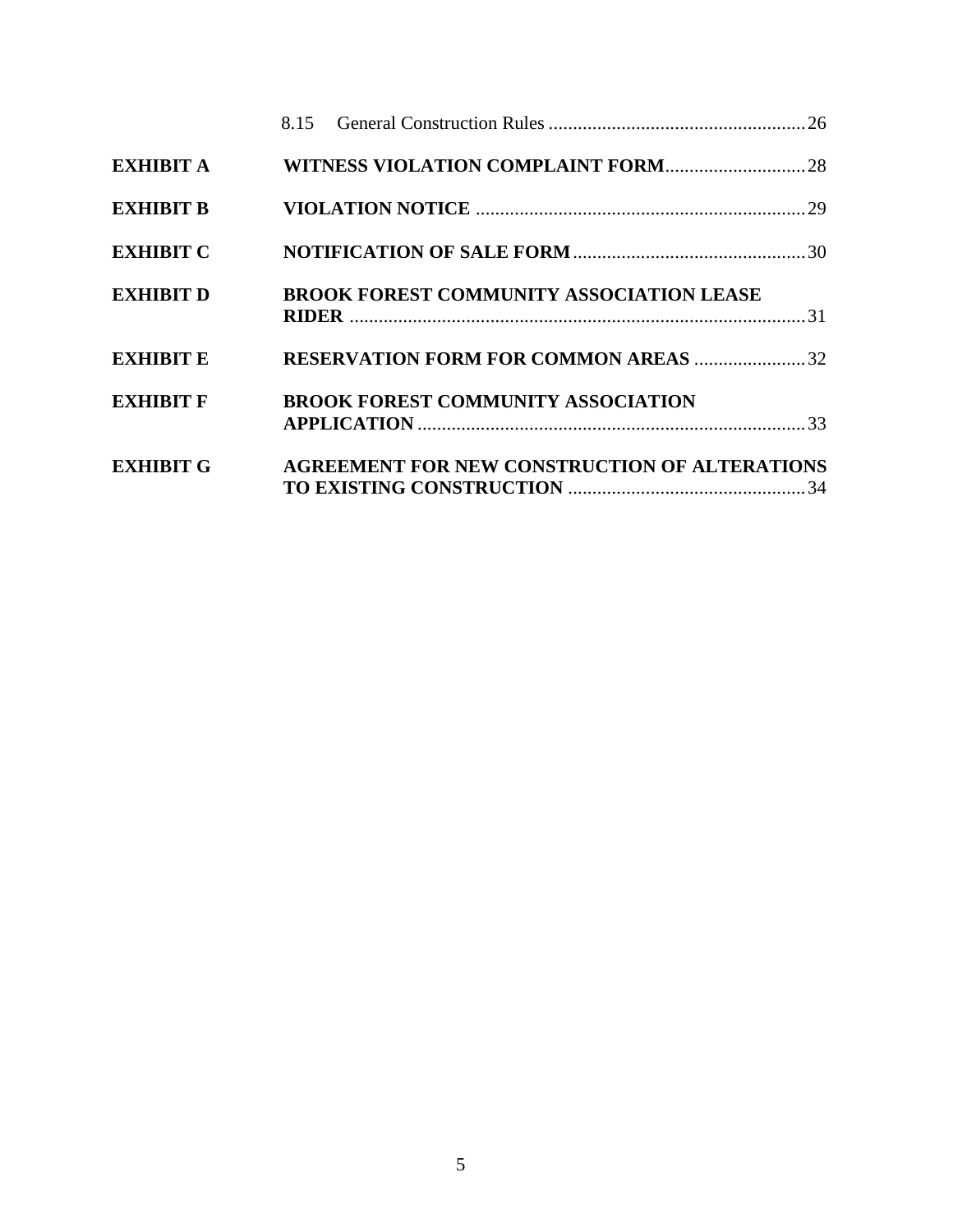8.15 General Construction Rules ..... 26

**EXHIBIT A** **WITNESS VIOLATION COMPLAINT FORM** ..... 28

**EXHIBIT B** **VIOLATION NOTICE** ..... 29

**EXHIBIT C** **NOTIFICATION OF SALE FORM** ..... 30

**EXHIBIT D** **BROOK FOREST COMMUNITY ASSOCIATION LEASE RIDER** ..... 31

**EXHIBIT E** **RESERVATION FORM FOR COMMON AREAS** ..... 32

**EXHIBIT F** **BROOK FOREST COMMUNITY ASSOCIATION APPLICATION** ..... 33

**EXHIBIT G** **AGREEMENT FOR NEW CONSTRUCTION OF ALTERATIONS TO EXISTING CONSTRUCTION** ..... 34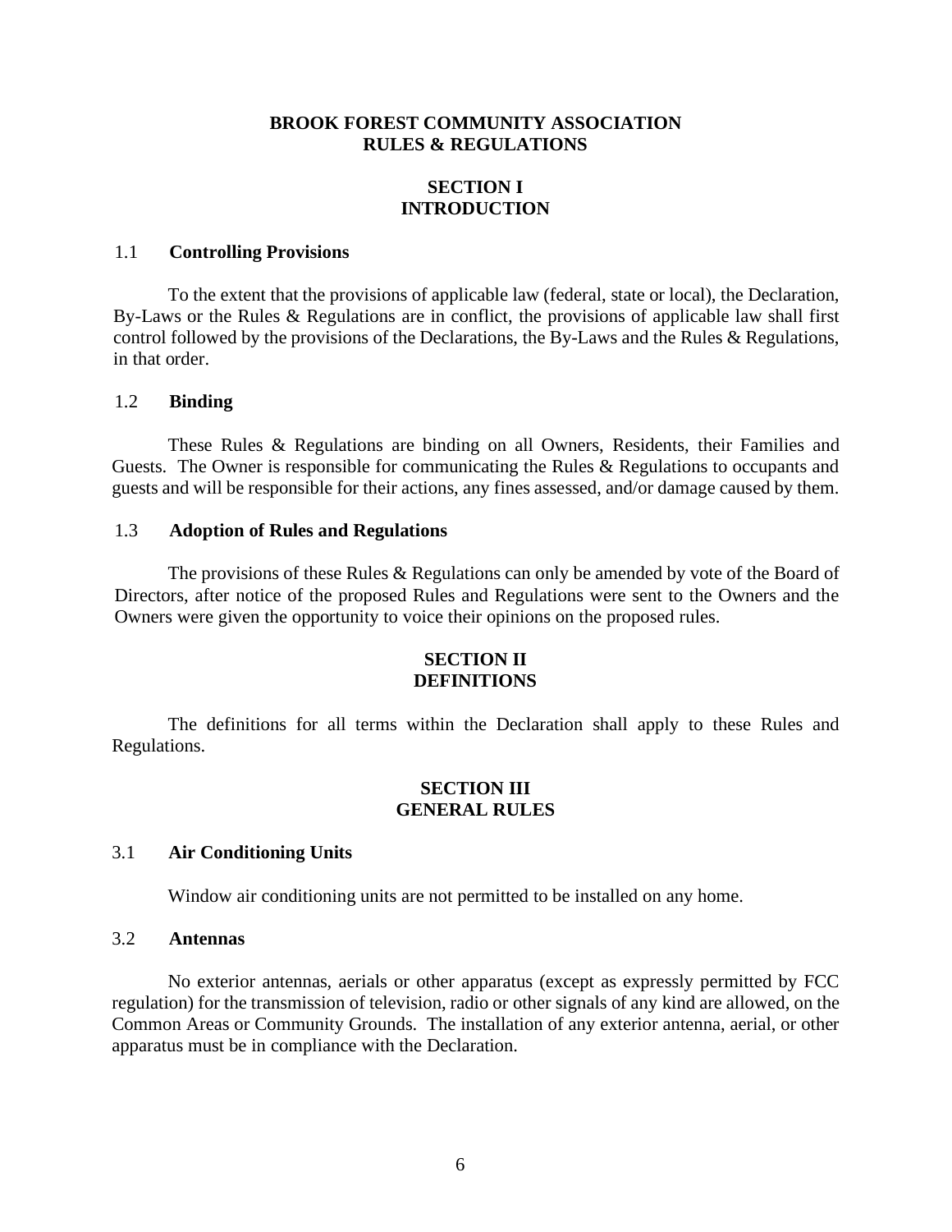# BROOK FOREST COMMUNITY ASSOCIATION
# RULES & REGULATIONS

## SECTION I
## INTRODUCTION

### 1.1 Controlling Provisions

To the extent that the provisions of applicable law (federal, state or local), the Declaration, By-Laws or the Rules & Regulations are in conflict, the provisions of applicable law shall first control followed by the provisions of the Declarations, the By-Laws and the Rules & Regulations, in that order.

### 1.2 Binding

These Rules & Regulations are binding on all Owners, Residents, their Families and Guests. The Owner is responsible for communicating the Rules & Regulations to occupants and guests and will be responsible for their actions, any fines assessed, and/or damage caused by them.

### 1.3 Adoption of Rules and Regulations

The provisions of these Rules & Regulations can only be amended by vote of the Board of Directors, after notice of the proposed Rules and Regulations were sent to the Owners and the Owners were given the opportunity to voice their opinions on the proposed rules.

## SECTION II
## DEFINITIONS

The definitions for all terms within the Declaration shall apply to these Rules and Regulations.

## SECTION III
## GENERAL RULES

### 3.1 Air Conditioning Units

Window air conditioning units are not permitted to be installed on any home.

### 3.2 Antennas

No exterior antennas, aerials or other apparatus (except as expressly permitted by FCC regulation) for the transmission of television, radio or other signals of any kind are allowed, on the Common Areas or Community Grounds. The installation of any exterior antenna, aerial, or other apparatus must be in compliance with the Declaration.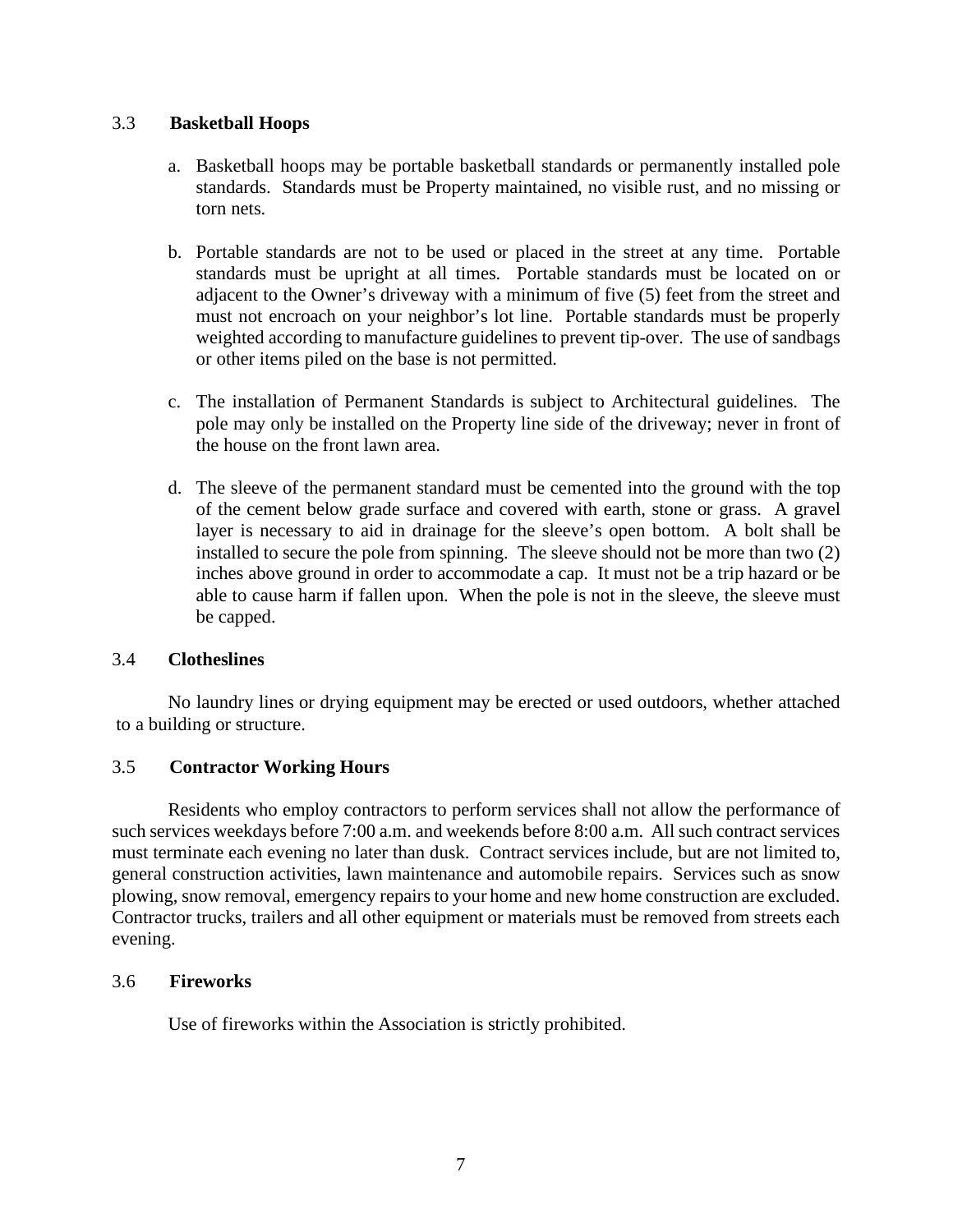### 3.3 **Basketball Hoops**

a. Basketball hoops may be portable basketball standards or permanently installed pole standards. Standards must be Property maintained, no visible rust, and no missing or torn nets.

b. Portable standards are not to be used or placed in the street at any time. Portable standards must be upright at all times. Portable standards must be located on or adjacent to the Owner's driveway with a minimum of five (5) feet from the street and must not encroach on your neighbor's lot line. Portable standards must be properly weighted according to manufacture guidelines to prevent tip-over. The use of sandbags or other items piled on the base is not permitted.

c. The installation of Permanent Standards is subject to Architectural guidelines. The pole may only be installed on the Property line side of the driveway; never in front of the house on the front lawn area.

d. The sleeve of the permanent standard must be cemented into the ground with the top of the cement below grade surface and covered with earth, stone or grass. A gravel layer is necessary to aid in drainage for the sleeve's open bottom. A bolt shall be installed to secure the pole from spinning. The sleeve should not be more than two (2) inches above ground in order to accommodate a cap. It must not be a trip hazard or be able to cause harm if fallen upon. When the pole is not in the sleeve, the sleeve must be capped.

### 3.4 **Clotheslines**

No laundry lines or drying equipment may be erected or used outdoors, whether attached to a building or structure.

### 3.5 **Contractor Working Hours**

Residents who employ contractors to perform services shall not allow the performance of such services weekdays before 7:00 a.m. and weekends before 8:00 a.m. All such contract services must terminate each evening no later than dusk. Contract services include, but are not limited to, general construction activities, lawn maintenance and automobile repairs. Services such as snow plowing, snow removal, emergency repairs to your home and new home construction are excluded. Contractor trucks, trailers and all other equipment or materials must be removed from streets each evening.

### 3.6 **Fireworks**

Use of fireworks within the Association is strictly prohibited.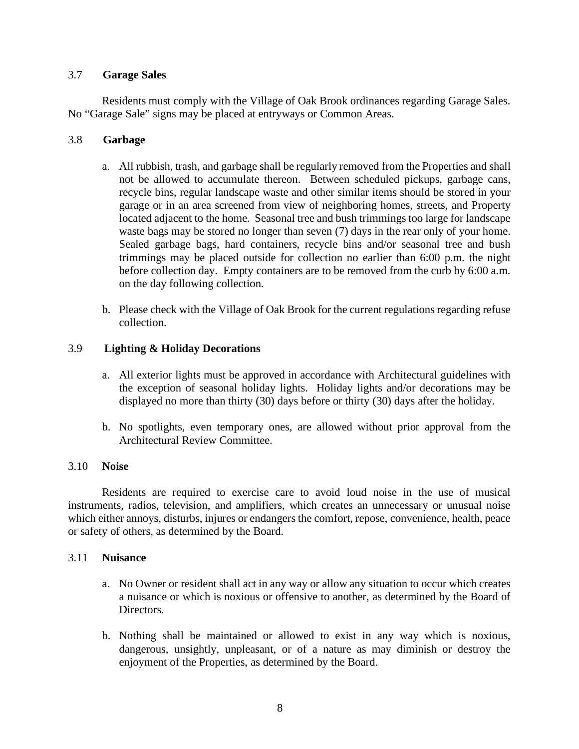### 3.7 **Garage Sales**

Residents must comply with the Village of Oak Brook ordinances regarding Garage Sales. No "Garage Sale" signs may be placed at entryways or Common Areas.

### 3.8 **Garbage**

a. All rubbish, trash, and garbage shall be regularly removed from the Properties and shall not be allowed to accumulate thereon. Between scheduled pickups, garbage cans, recycle bins, regular landscape waste and other similar items should be stored in your garage or in an area screened from view of neighboring homes, streets, and Property located adjacent to the home. Seasonal tree and bush trimmings too large for landscape waste bags may be stored no longer than seven (7) days in the rear only of your home. Sealed garbage bags, hard containers, recycle bins and/or seasonal tree and bush trimmings may be placed outside for collection no earlier than 6:00 p.m. the night before collection day. Empty containers are to be removed from the curb by 6:00 a.m. on the day following collection.

b. Please check with the Village of Oak Brook for the current regulations regarding refuse collection.

### 3.9 **Lighting & Holiday Decorations**

a. All exterior lights must be approved in accordance with Architectural guidelines with the exception of seasonal holiday lights. Holiday lights and/or decorations may be displayed no more than thirty (30) days before or thirty (30) days after the holiday.

b. No spotlights, even temporary ones, are allowed without prior approval from the Architectural Review Committee.

### 3.10 **Noise**

Residents are required to exercise care to avoid loud noise in the use of musical instruments, radios, television, and amplifiers, which creates an unnecessary or unusual noise which either annoys, disturbs, injures or endangers the comfort, repose, convenience, health, peace or safety of others, as determined by the Board.

### 3.11 **Nuisance**

a. No Owner or resident shall act in any way or allow any situation to occur which creates a nuisance or which is noxious or offensive to another, as determined by the Board of Directors.

b. Nothing shall be maintained or allowed to exist in any way which is noxious, dangerous, unsightly, unpleasant, or of a nature as may diminish or destroy the enjoyment of the Properties, as determined by the Board.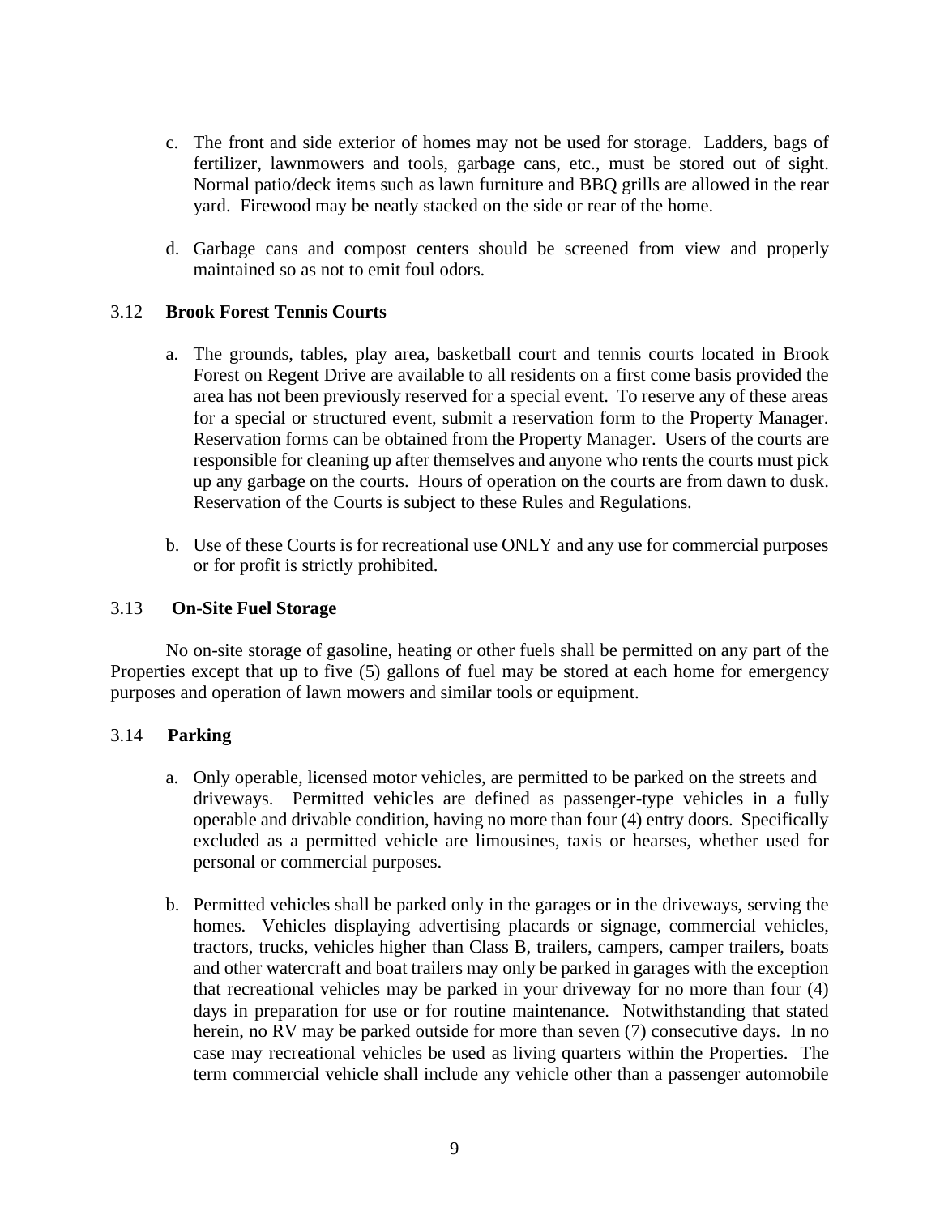c. The front and side exterior of homes may not be used for storage. Ladders, bags of fertilizer, lawnmowers and tools, garbage cans, etc., must be stored out of sight. Normal patio/deck items such as lawn furniture and BBQ grills are allowed in the rear yard. Firewood may be neatly stacked on the side or rear of the home.

d. Garbage cans and compost centers should be screened from view and properly maintained so as not to emit foul odors.

### 3.12 Brook Forest Tennis Courts

a. The grounds, tables, play area, basketball court and tennis courts located in Brook Forest on Regent Drive are available to all residents on a first come basis provided the area has not been previously reserved for a special event. To reserve any of these areas for a special or structured event, submit a reservation form to the Property Manager. Reservation forms can be obtained from the Property Manager. Users of the courts are responsible for cleaning up after themselves and anyone who rents the courts must pick up any garbage on the courts. Hours of operation on the courts are from dawn to dusk. Reservation of the Courts is subject to these Rules and Regulations.

b. Use of these Courts is for recreational use ONLY and any use for commercial purposes or for profit is strictly prohibited.

### 3.13 On-Site Fuel Storage

No on-site storage of gasoline, heating or other fuels shall be permitted on any part of the Properties except that up to five (5) gallons of fuel may be stored at each home for emergency purposes and operation of lawn mowers and similar tools or equipment.

### 3.14 Parking

a. Only operable, licensed motor vehicles, are permitted to be parked on the streets and driveways. Permitted vehicles are defined as passenger-type vehicles in a fully operable and drivable condition, having no more than four (4) entry doors. Specifically excluded as a permitted vehicle are limousines, taxis or hearses, whether used for personal or commercial purposes.

b. Permitted vehicles shall be parked only in the garages or in the driveways, serving the homes. Vehicles displaying advertising placards or signage, commercial vehicles, tractors, trucks, vehicles higher than Class B, trailers, campers, camper trailers, boats and other watercraft and boat trailers may only be parked in garages with the exception that recreational vehicles may be parked in your driveway for no more than four (4) days in preparation for use or for routine maintenance. Notwithstanding that stated herein, no RV may be parked outside for more than seven (7) consecutive days. In no case may recreational vehicles be used as living quarters within the Properties. The term commercial vehicle shall include any vehicle other than a passenger automobile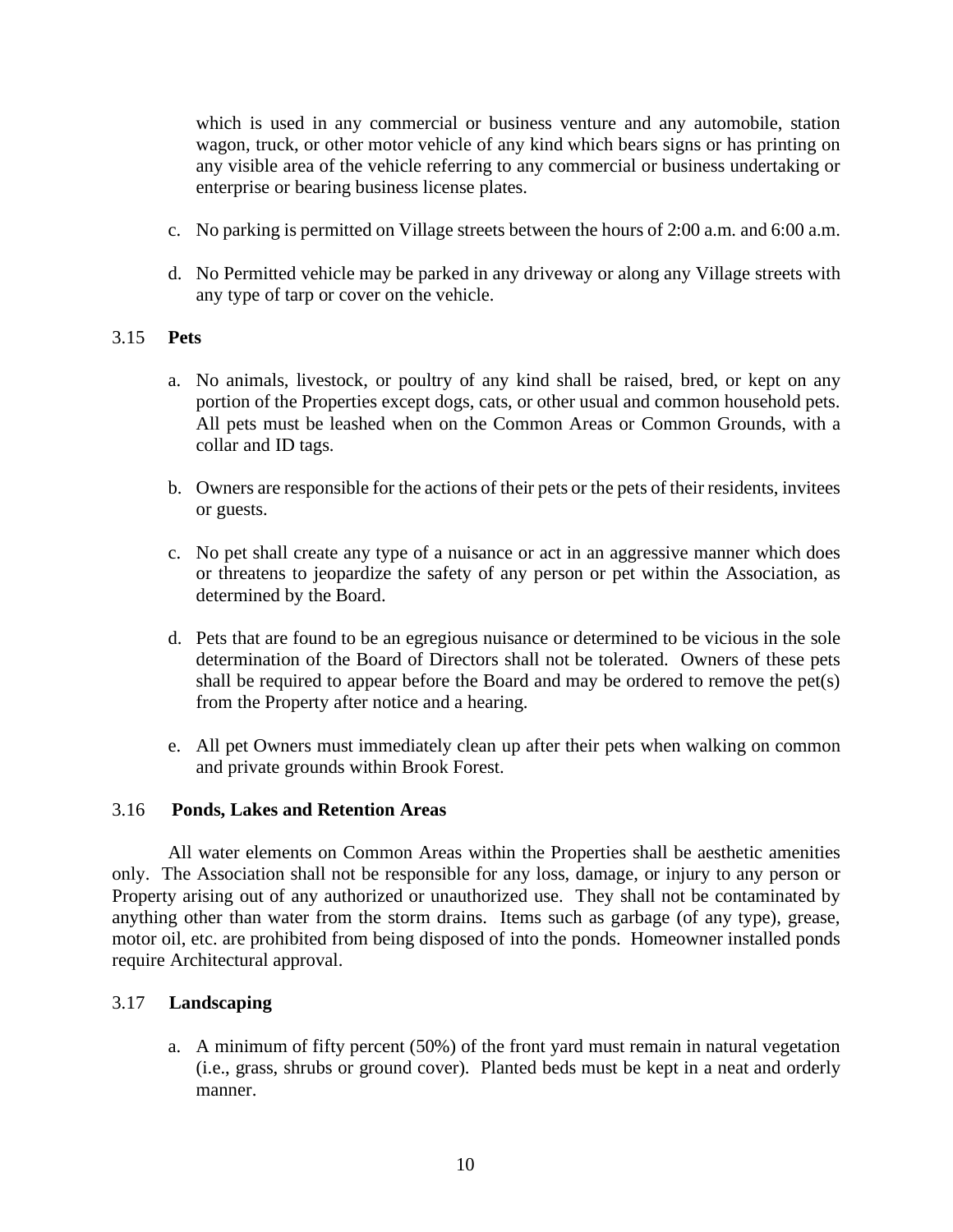which is used in any commercial or business venture and any automobile, station wagon, truck, or other motor vehicle of any kind which bears signs or has printing on any visible area of the vehicle referring to any commercial or business undertaking or enterprise or bearing business license plates.

c. No parking is permitted on Village streets between the hours of 2:00 a.m. and 6:00 a.m.

d. No Permitted vehicle may be parked in any driveway or along any Village streets with any type of tarp or cover on the vehicle.

### 3.15 **Pets**

a. No animals, livestock, or poultry of any kind shall be raised, bred, or kept on any portion of the Properties except dogs, cats, or other usual and common household pets. All pets must be leashed when on the Common Areas or Common Grounds, with a collar and ID tags.

b. Owners are responsible for the actions of their pets or the pets of their residents, invitees or guests.

c. No pet shall create any type of a nuisance or act in an aggressive manner which does or threatens to jeopardize the safety of any person or pet within the Association, as determined by the Board.

d. Pets that are found to be an egregious nuisance or determined to be vicious in the sole determination of the Board of Directors shall not be tolerated. Owners of these pets shall be required to appear before the Board and may be ordered to remove the pet(s) from the Property after notice and a hearing.

e. All pet Owners must immediately clean up after their pets when walking on common and private grounds within Brook Forest.

### 3.16 **Ponds, Lakes and Retention Areas**

All water elements on Common Areas within the Properties shall be aesthetic amenities only. The Association shall not be responsible for any loss, damage, or injury to any person or Property arising out of any authorized or unauthorized use. They shall not be contaminated by anything other than water from the storm drains. Items such as garbage (of any type), grease, motor oil, etc. are prohibited from being disposed of into the ponds. Homeowner installed ponds require Architectural approval.

### 3.17 **Landscaping**

a. A minimum of fifty percent (50%) of the front yard must remain in natural vegetation (i.e., grass, shrubs or ground cover). Planted beds must be kept in a neat and orderly manner.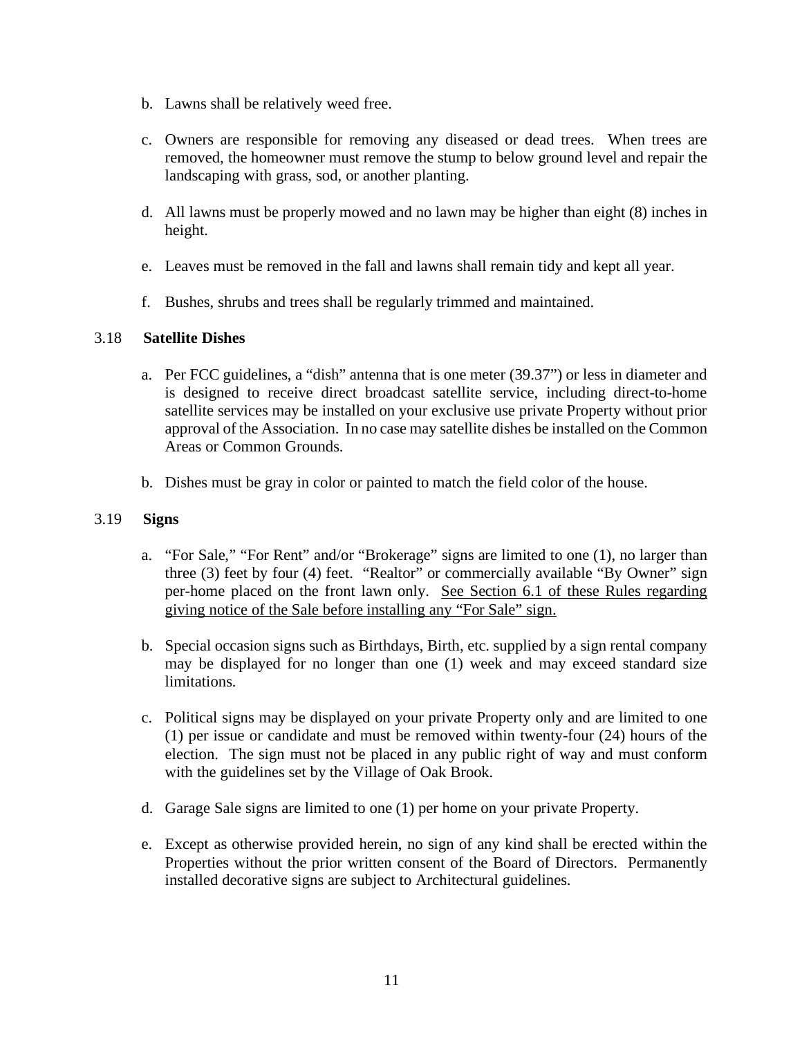b. Lawns shall be relatively weed free.

c. Owners are responsible for removing any diseased or dead trees. When trees are removed, the homeowner must remove the stump to below ground level and repair the landscaping with grass, sod, or another planting.

d. All lawns must be properly mowed and no lawn may be higher than eight (8) inches in height.

e. Leaves must be removed in the fall and lawns shall remain tidy and kept all year.

f. Bushes, shrubs and trees shall be regularly trimmed and maintained.

### 3.18 **Satellite Dishes**

a. Per FCC guidelines, a "dish" antenna that is one meter (39.37") or less in diameter and is designed to receive direct broadcast satellite service, including direct-to-home satellite services may be installed on your exclusive use private Property without prior approval of the Association. In no case may satellite dishes be installed on the Common Areas or Common Grounds.

b. Dishes must be gray in color or painted to match the field color of the house.

### 3.19 **Signs**

a. "For Sale," "For Rent" and/or "Brokerage" signs are limited to one (1), no larger than three (3) feet by four (4) feet. "Realtor" or commercially available "By Owner" sign per-home placed on the front lawn only. <u>See Section 6.1 of these Rules regarding giving notice of the Sale before installing any "For Sale" sign.</u>

b. Special occasion signs such as Birthdays, Birth, etc. supplied by a sign rental company may be displayed for no longer than one (1) week and may exceed standard size limitations.

c. Political signs may be displayed on your private Property only and are limited to one (1) per issue or candidate and must be removed within twenty-four (24) hours of the election. The sign must not be placed in any public right of way and must conform with the guidelines set by the Village of Oak Brook.

d. Garage Sale signs are limited to one (1) per home on your private Property.

e. Except as otherwise provided herein, no sign of any kind shall be erected within the Properties without the prior written consent of the Board of Directors. Permanently installed decorative signs are subject to Architectural guidelines.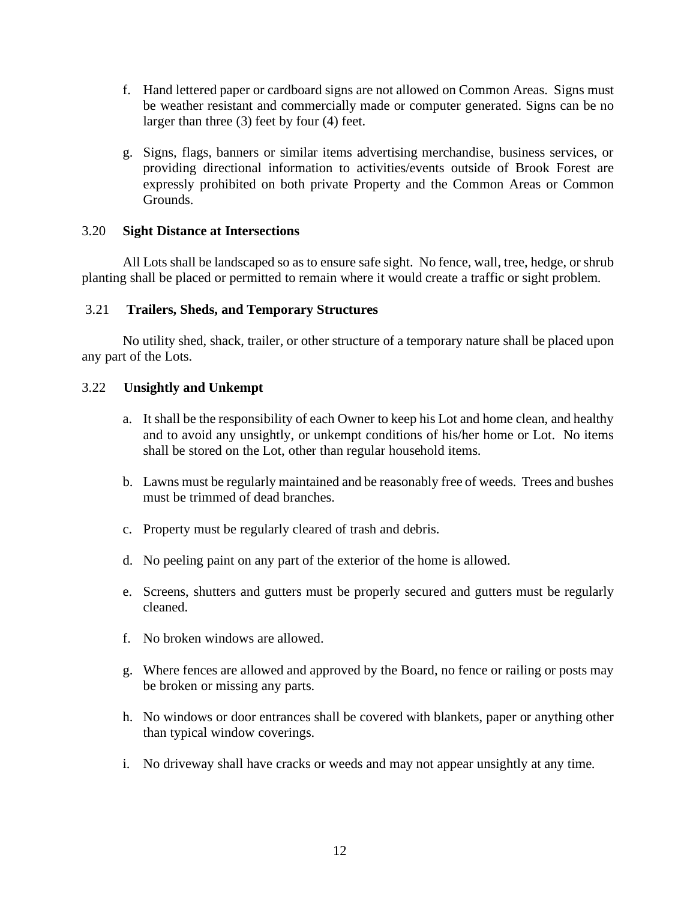f. Hand lettered paper or cardboard signs are not allowed on Common Areas. Signs must be weather resistant and commercially made or computer generated. Signs can be no larger than three (3) feet by four (4) feet.

g. Signs, flags, banners or similar items advertising merchandise, business services, or providing directional information to activities/events outside of Brook Forest are expressly prohibited on both private Property and the Common Areas or Common Grounds.

### 3.20 **Sight Distance at Intersections**

All Lots shall be landscaped so as to ensure safe sight. No fence, wall, tree, hedge, or shrub planting shall be placed or permitted to remain where it would create a traffic or sight problem.

### 3.21 **Trailers, Sheds, and Temporary Structures**

No utility shed, shack, trailer, or other structure of a temporary nature shall be placed upon any part of the Lots.

### 3.22 **Unsightly and Unkempt**

a. It shall be the responsibility of each Owner to keep his Lot and home clean, and healthy and to avoid any unsightly, or unkempt conditions of his/her home or Lot. No items shall be stored on the Lot, other than regular household items.

b. Lawns must be regularly maintained and be reasonably free of weeds. Trees and bushes must be trimmed of dead branches.

c. Property must be regularly cleared of trash and debris.

d. No peeling paint on any part of the exterior of the home is allowed.

e. Screens, shutters and gutters must be properly secured and gutters must be regularly cleaned.

f. No broken windows are allowed.

g. Where fences are allowed and approved by the Board, no fence or railing or posts may be broken or missing any parts.

h. No windows or door entrances shall be covered with blankets, paper or anything other than typical window coverings.

i. No driveway shall have cracks or weeds and may not appear unsightly at any time.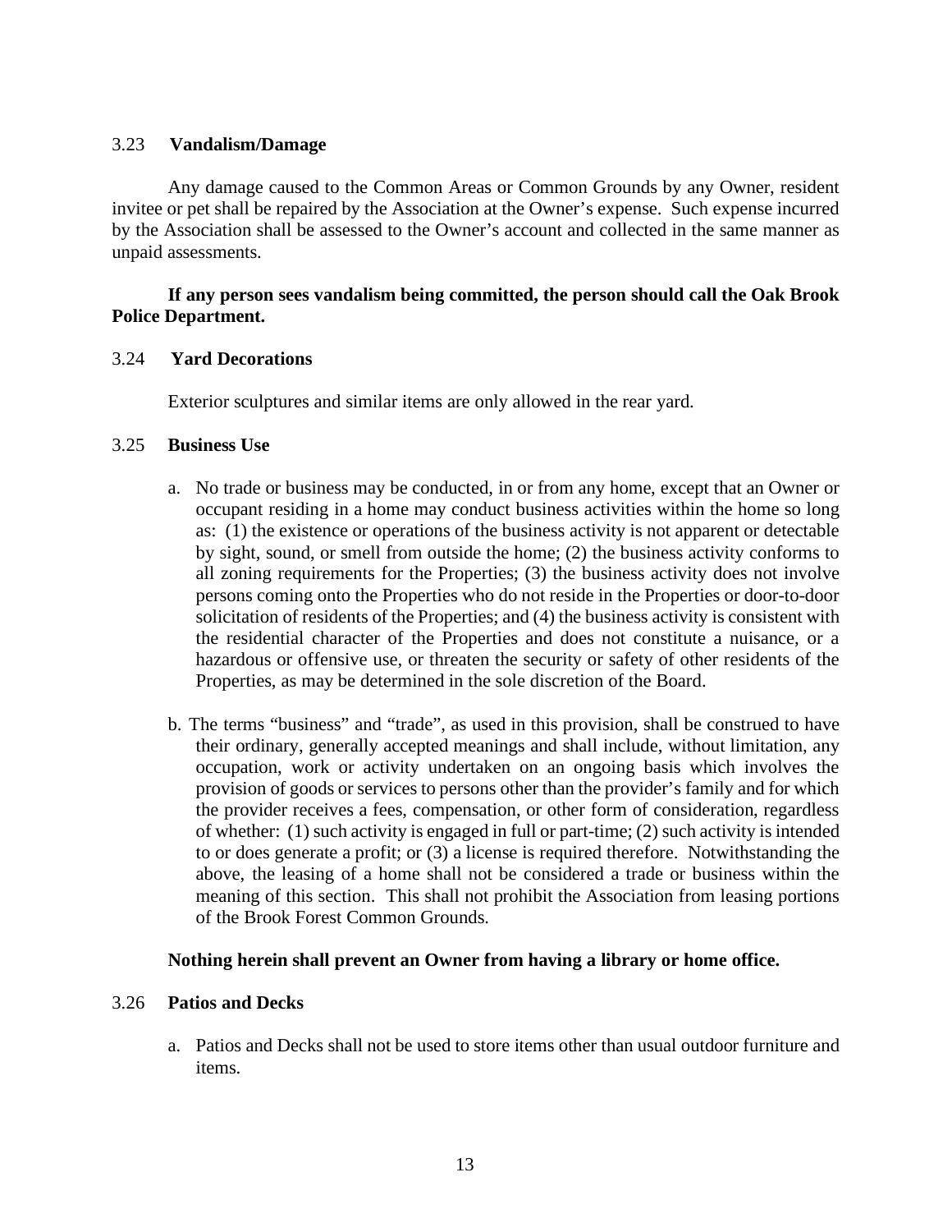### 3.23 Vandalism/Damage

Any damage caused to the Common Areas or Common Grounds by any Owner, resident invitee or pet shall be repaired by the Association at the Owner's expense. Such expense incurred by the Association shall be assessed to the Owner's account and collected in the same manner as unpaid assessments.

**If any person sees vandalism being committed, the person should call the Oak Brook Police Department.**

### 3.24 Yard Decorations

Exterior sculptures and similar items are only allowed in the rear yard.

### 3.25 Business Use

a. No trade or business may be conducted, in or from any home, except that an Owner or occupant residing in a home may conduct business activities within the home so long as: (1) the existence or operations of the business activity is not apparent or detectable by sight, sound, or smell from outside the home; (2) the business activity conforms to all zoning requirements for the Properties; (3) the business activity does not involve persons coming onto the Properties who do not reside in the Properties or door-to-door solicitation of residents of the Properties; and (4) the business activity is consistent with the residential character of the Properties and does not constitute a nuisance, or a hazardous or offensive use, or threaten the security or safety of other residents of the Properties, as may be determined in the sole discretion of the Board.

b. The terms "business" and "trade", as used in this provision, shall be construed to have their ordinary, generally accepted meanings and shall include, without limitation, any occupation, work or activity undertaken on an ongoing basis which involves the provision of goods or services to persons other than the provider's family and for which the provider receives a fees, compensation, or other form of consideration, regardless of whether: (1) such activity is engaged in full or part-time; (2) such activity is intended to or does generate a profit; or (3) a license is required therefore. Notwithstanding the above, the leasing of a home shall not be considered a trade or business within the meaning of this section. This shall not prohibit the Association from leasing portions of the Brook Forest Common Grounds.

**Nothing herein shall prevent an Owner from having a library or home office.**

### 3.26 Patios and Decks

a. Patios and Decks shall not be used to store items other than usual outdoor furniture and items.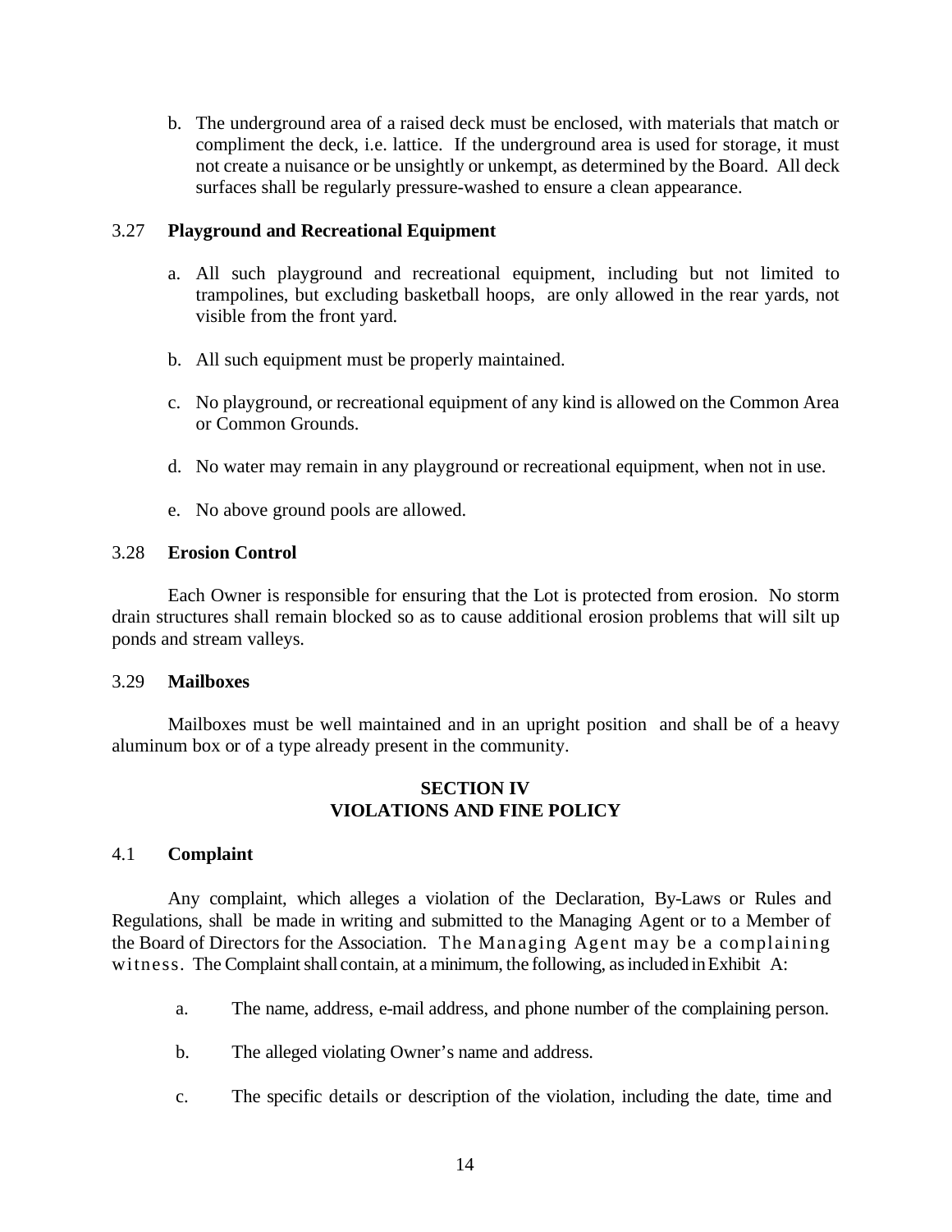b. The underground area of a raised deck must be enclosed, with materials that match or compliment the deck, i.e. lattice. If the underground area is used for storage, it must not create a nuisance or be unsightly or unkempt, as determined by the Board. All deck surfaces shall be regularly pressure-washed to ensure a clean appearance.

### 3.27 Playground and Recreational Equipment

a. All such playground and recreational equipment, including but not limited to trampolines, but excluding basketball hoops, are only allowed in the rear yards, not visible from the front yard.

b. All such equipment must be properly maintained.

c. No playground, or recreational equipment of any kind is allowed on the Common Area or Common Grounds.

d. No water may remain in any playground or recreational equipment, when not in use.

e. No above ground pools are allowed.

### 3.28 Erosion Control

Each Owner is responsible for ensuring that the Lot is protected from erosion. No storm drain structures shall remain blocked so as to cause additional erosion problems that will silt up ponds and stream valleys.

### 3.29 Mailboxes

Mailboxes must be well maintained and in an upright position and shall be of a heavy aluminum box or of a type already present in the community.

## SECTION IV
## VIOLATIONS AND FINE POLICY

### 4.1 Complaint

Any complaint, which alleges a violation of the Declaration, By-Laws or Rules and Regulations, shall be made in writing and submitted to the Managing Agent or to a Member of the Board of Directors for the Association. The Managing Agent may be a complaining witness. The Complaint shall contain, at a minimum, the following, as included in Exhibit A:

a. The name, address, e-mail address, and phone number of the complaining person.

b. The alleged violating Owner's name and address.

c. The specific details or description of the violation, including the date, time and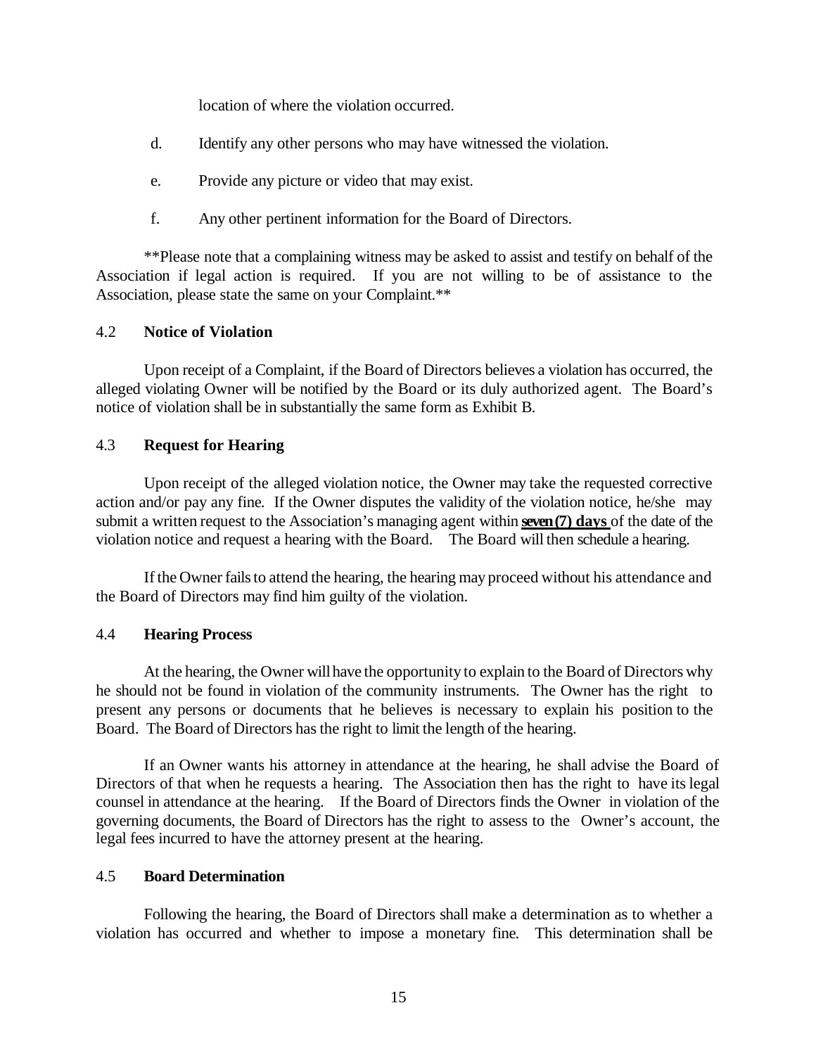location of where the violation occurred.

d. Identify any other persons who may have witnessed the violation.

e. Provide any picture or video that may exist.

f. Any other pertinent information for the Board of Directors.

**Please note that a complaining witness may be asked to assist and testify on behalf of the Association if legal action is required. If you are not willing to be of assistance to the Association, please state the same on your Complaint.**

4.2 **Notice of Violation**

Upon receipt of a Complaint, if the Board of Directors believes a violation has occurred, the alleged violating Owner will be notified by the Board or its duly authorized agent. The Board's notice of violation shall be in substantially the same form as Exhibit B.

4.3 **Request for Hearing**

Upon receipt of the alleged violation notice, the Owner may take the requested corrective action and/or pay any fine. If the Owner disputes the validity of the violation notice, he/she may submit a written request to the Association's managing agent within **<u>seven (7) days</u>** of the date of the violation notice and request a hearing with the Board. The Board will then schedule a hearing.

If the Owner fails to attend the hearing, the hearing may proceed without his attendance and the Board of Directors may find him guilty of the violation.

4.4 **Hearing Process**

At the hearing, the Owner will have the opportunity to explain to the Board of Directors why he should not be found in violation of the community instruments. The Owner has the right to present any persons or documents that he believes is necessary to explain his position to the Board. The Board of Directors has the right to limit the length of the hearing.

If an Owner wants his attorney in attendance at the hearing, he shall advise the Board of Directors of that when he requests a hearing. The Association then has the right to have its legal counsel in attendance at the hearing. If the Board of Directors finds the Owner in violation of the governing documents, the Board of Directors has the right to assess to the Owner's account, the legal fees incurred to have the attorney present at the hearing.

4.5 **Board Determination**

Following the hearing, the Board of Directors shall make a determination as to whether a violation has occurred and whether to impose a monetary fine. This determination shall be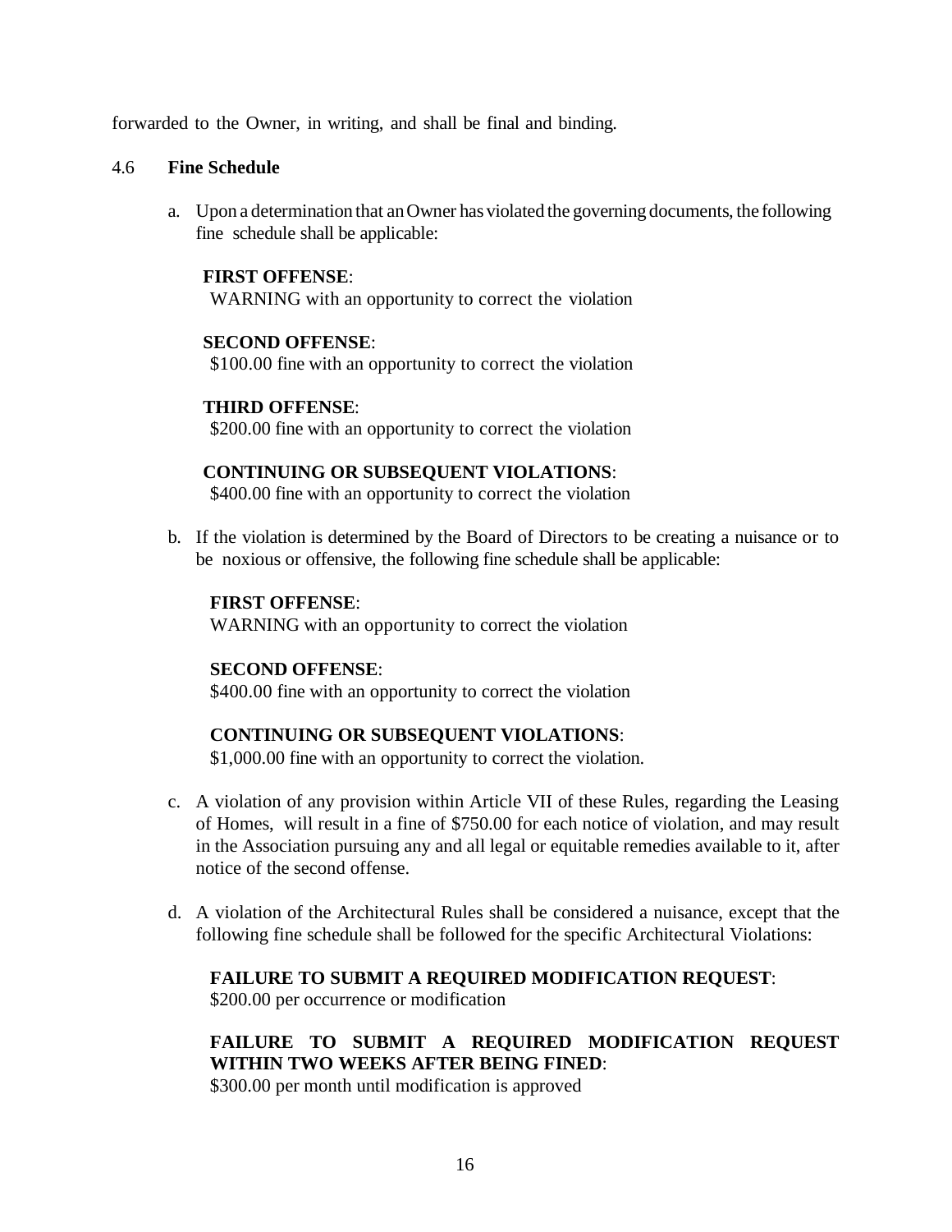forwarded to the Owner, in writing, and shall be final and binding.

### 4.6 Fine Schedule

a. Upon a determination that an Owner has violated the governing documents, the following fine schedule shall be applicable:

   **FIRST OFFENSE**:
   WARNING with an opportunity to correct the violation

   **SECOND OFFENSE**:
   $100.00 fine with an opportunity to correct the violation

   **THIRD OFFENSE**:
   $200.00 fine with an opportunity to correct the violation

   **CONTINUING OR SUBSEQUENT VIOLATIONS**:
   $400.00 fine with an opportunity to correct the violation

b. If the violation is determined by the Board of Directors to be creating a nuisance or to be noxious or offensive, the following fine schedule shall be applicable:

   **FIRST OFFENSE**:
   WARNING with opportunity to correct the violation

   **SECOND OFFENSE**:
   $400.00 fine with an opportunity to correct the violation

   **CONTINUING OR SUBSEQUENT VIOLATIONS**:
   $1,000.00 fine with an opportunity to correct the violation.

c. A violation of any provision within Article VII of these Rules, regarding the Leasing of Homes, will result in a fine of $750.00 for each notice of violation, and may result in the Association pursuing any and all legal or equitable remedies available to it, after notice of the second offense.

d. A violation of the Architectural Rules shall be considered a nuisance, except that the following fine schedule shall be followed for the specific Architectural Violations:

   **FAILURE TO SUBMIT A REQUIRED MODIFICATION REQUEST**:
   $200.00 per occurrence or modification

   **FAILURE TO SUBMIT A REQUIRED MODIFICATION REQUEST WITHIN TWO WEEKS AFTER BEING FINED**:
   $300.00 per month until modification is approved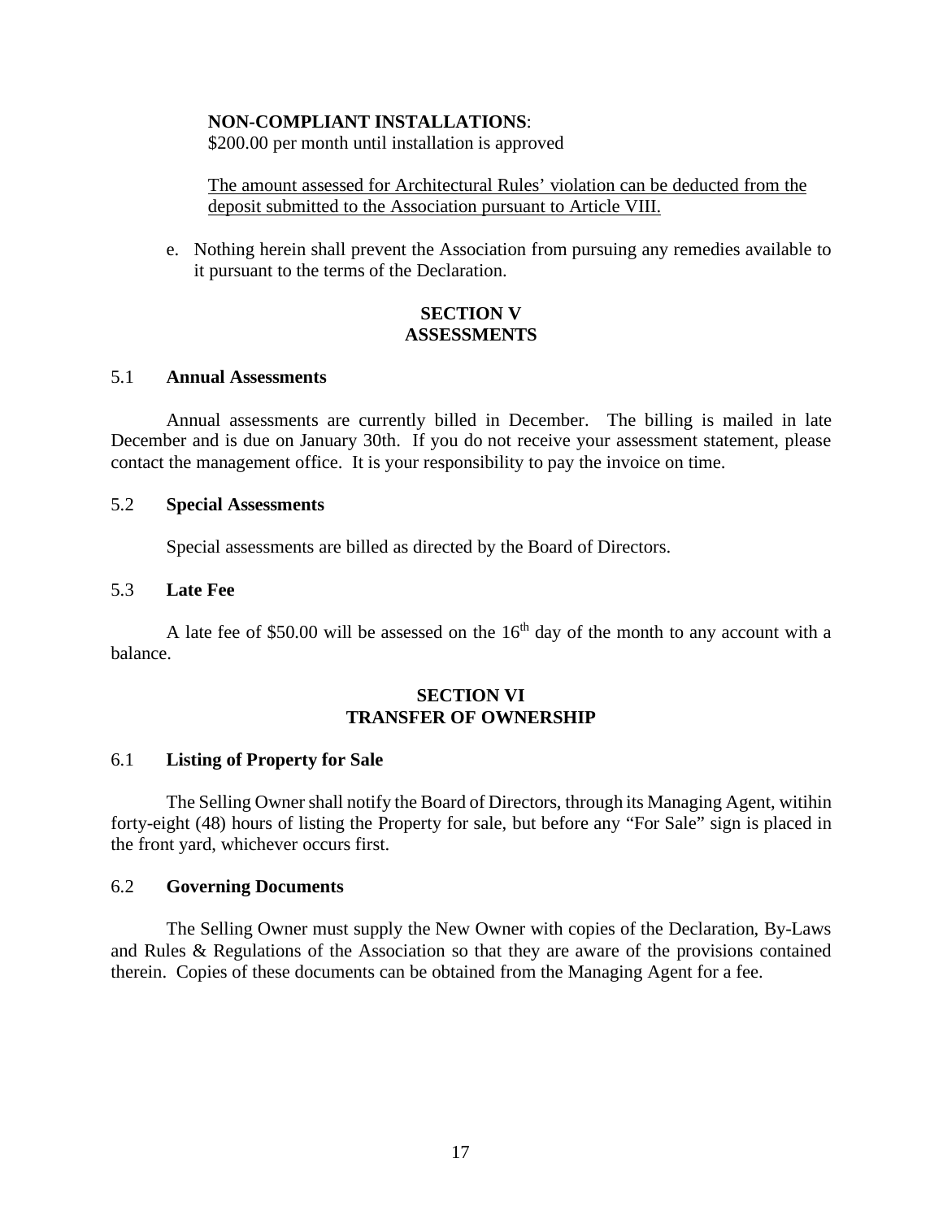**NON-COMPLIANT INSTALLATIONS**:
$200.00 per month until installation is approved

<u>The amount assessed for Architectural Rules' violation can be deducted from the deposit submitted to the Association pursuant to Article VIII.</u>

e. Nothing herein shall prevent the Association from pursuing any remedies available to it pursuant to the terms of the Declaration.

## SECTION V
## ASSESSMENTS

### 5.1 Annual Assessments

Annual assessments are currently billed in December. The billing is mailed in late December and is due on January 30th. If you do not receive your assessment statement, please contact the management office. It is your responsibility to pay the invoice on time.

### 5.2 Special Assessments

Special assessments are billed as directed by the Board of Directors.

### 5.3 Late Fee

A late fee of $50.00 will be assessed on the 16th day of the month to any account with a balance.

## SECTION VI
## TRANSFER OF OWNERSHIP

### 6.1 Listing of Property for Sale

The Selling Owner shall notify the Board of Directors, through its Managing Agent, witihin forty-eight (48) hours of listing the Property for sale, but before any "For Sale" sign is placed in the front yard, whichever occurs first.

### 6.2 Governing Documents

The Selling Owner must supply the New Owner with copies of the Declaration, By-Laws and Rules & Regulations of the Association so that they are aware of the provisions contained therein. Copies of these documents can be obtained from the Managing Agent for a fee.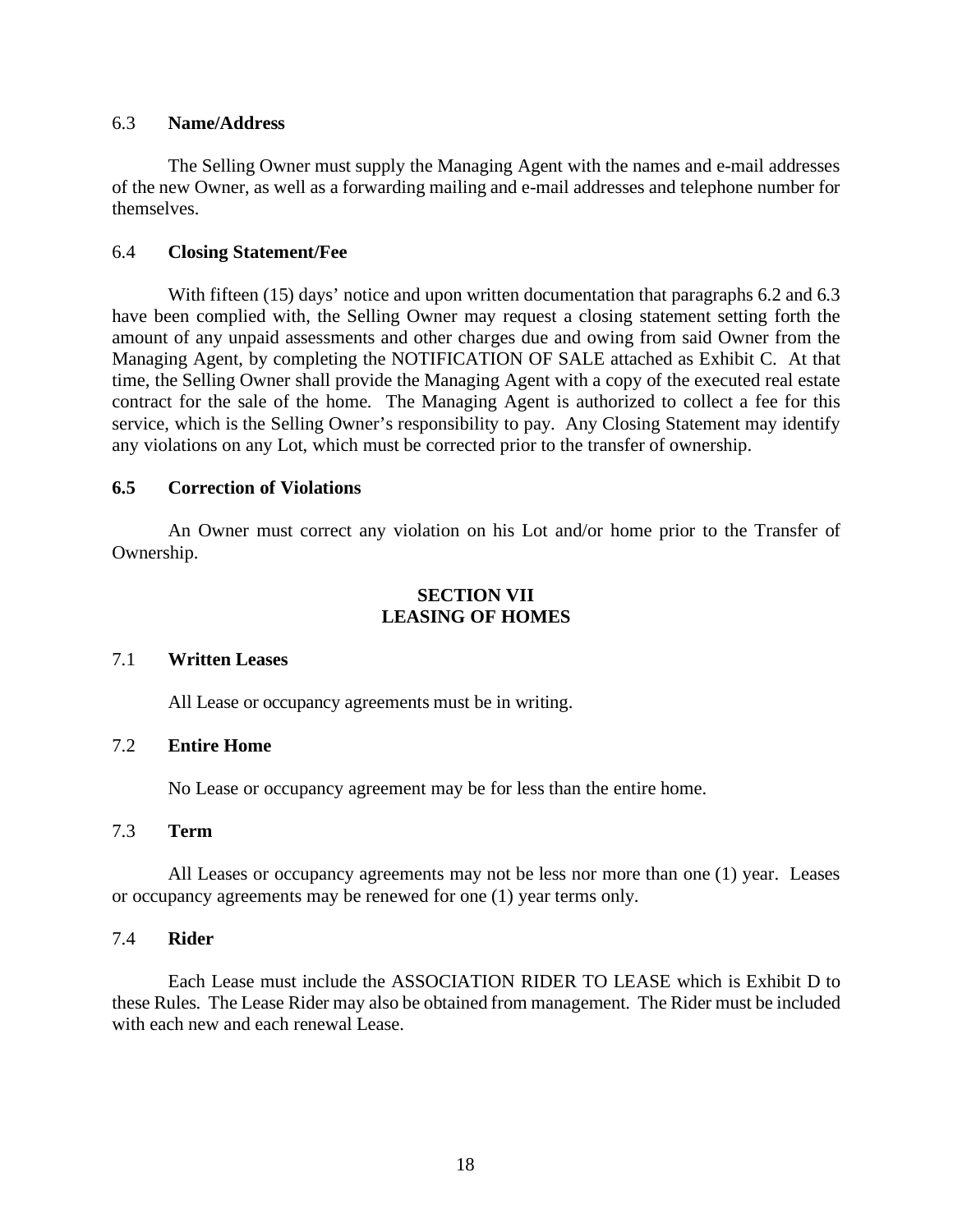### 6.3 **Name/Address**

The Selling Owner must supply the Managing Agent with the names and e-mail addresses of the new Owner, as well as a forwarding mailing and e-mail addresses and telephone number for themselves.

### 6.4 **Closing Statement/Fee**

With fifteen (15) days' notice and upon written documentation that paragraphs 6.2 and 6.3 have been complied with, the Selling Owner may request a closing statement setting forth the amount of any unpaid assessments and other charges due and owing from said Owner from the Managing Agent, by completing the NOTIFICATION OF SALE attached as Exhibit C. At that time, the Selling Owner shall provide the Managing Agent with a copy of the executed real estate contract for the sale of the home. The Managing Agent is authorized to collect a fee for this service, which is the Selling Owner's responsibility to pay. Any Closing Statement may identify any violations on any Lot, which must be corrected prior to the transfer of ownership.

### **6.5 Correction of Violations**

An Owner must correct any violation on his Lot and/or home prior to the Transfer of Ownership.

## SECTION VII
## LEASING OF HOMES

### 7.1 **Written Leases**

All Lease or occupancy agreements must be in writing.

### 7.2 **Entire Home**

No Lease or occupancy agreement may be for less than the entire home.

### 7.3 **Term**

All Leases or occupancy agreements may not be less nor more than one (1) year. Leases or occupancy agreements may be renewed for one (1) year terms only.

### 7.4 **Rider**

Each Lease must include the ASSOCIATION RIDER TO LEASE which is Exhibit D to these Rules. The Lease Rider may also be obtained from management. The Rider must be included with each new and each renewal Lease.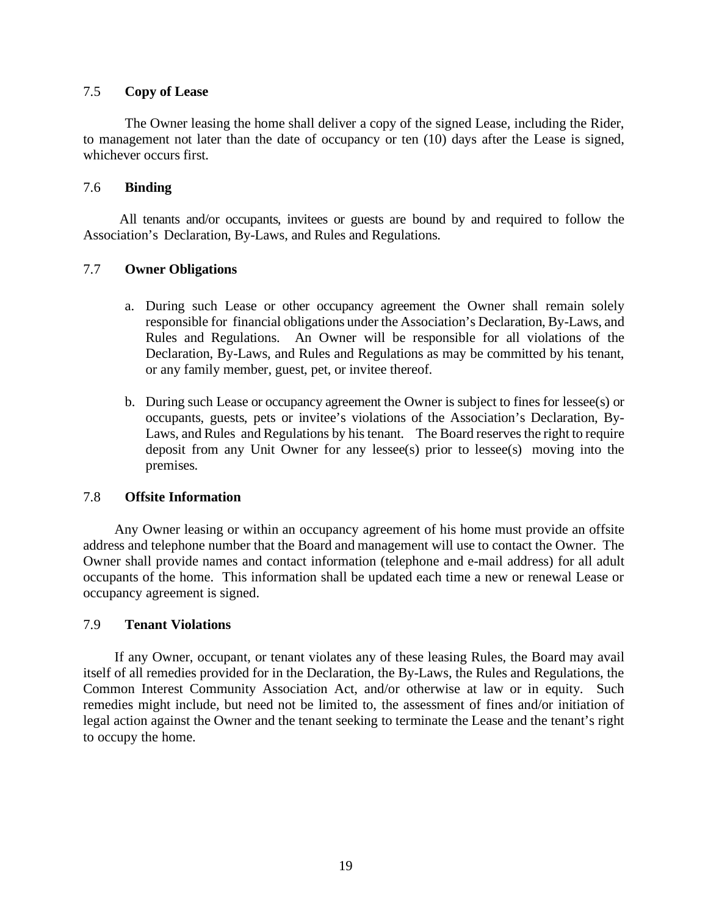### 7.5 **Copy of Lease**

The Owner leasing the home shall deliver a copy of the signed Lease, including the Rider, to management not later than the date of occupancy or ten (10) days after the Lease is signed, whichever occurs first.

### 7.6 **Binding**

All tenants and/or occupants, invitees or guests are bound by and required to follow the Association's Declaration, By-Laws, and Rules and Regulations.

### 7.7 **Owner Obligations**

a. During such Lease or other occupancy agreement the Owner shall remain solely responsible for financial obligations under the Association's Declaration, By-Laws, and Rules and Regulations. An Owner will be responsible for all violations of the Declaration, By-Laws, and Rules and Regulations as may be committed by his tenant, or any family member, guest, pet, or invitee thereof.

b. During such Lease or occupancy agreement the Owner is subject to fines for lessee(s) or occupants, guests, pets or invitee's violations of the Association's Declaration, By-Laws, and Rules and Regulations by his tenant. The Board reserves the right to require deposit from any Unit Owner for any lessee(s) prior to lessee(s) moving into the premises.

### 7.8 **Offsite Information**

Any Owner leasing or within an occupancy agreement of his home must provide an offsite address and telephone number that the Board and management will use to contact the Owner. The Owner shall provide names and contact information (telephone and e-mail address) for all adult occupants of the home. This information shall be updated each time a new or renewal Lease or occupancy agreement is signed.

### 7.9 **Tenant Violations**

If any Owner, occupant, or tenant violates any of these leasing Rules, the Board may avail itself of all remedies provided for in the Declaration, the By-Laws, the Rules and Regulations, the Common Interest Community Association Act, and/or otherwise at law or in equity. Such remedies might include, but need not be limited to, the assessment of fines and/or initiation of legal action against the Owner and the tenant seeking to terminate the Lease and the tenant's right to occupy the home.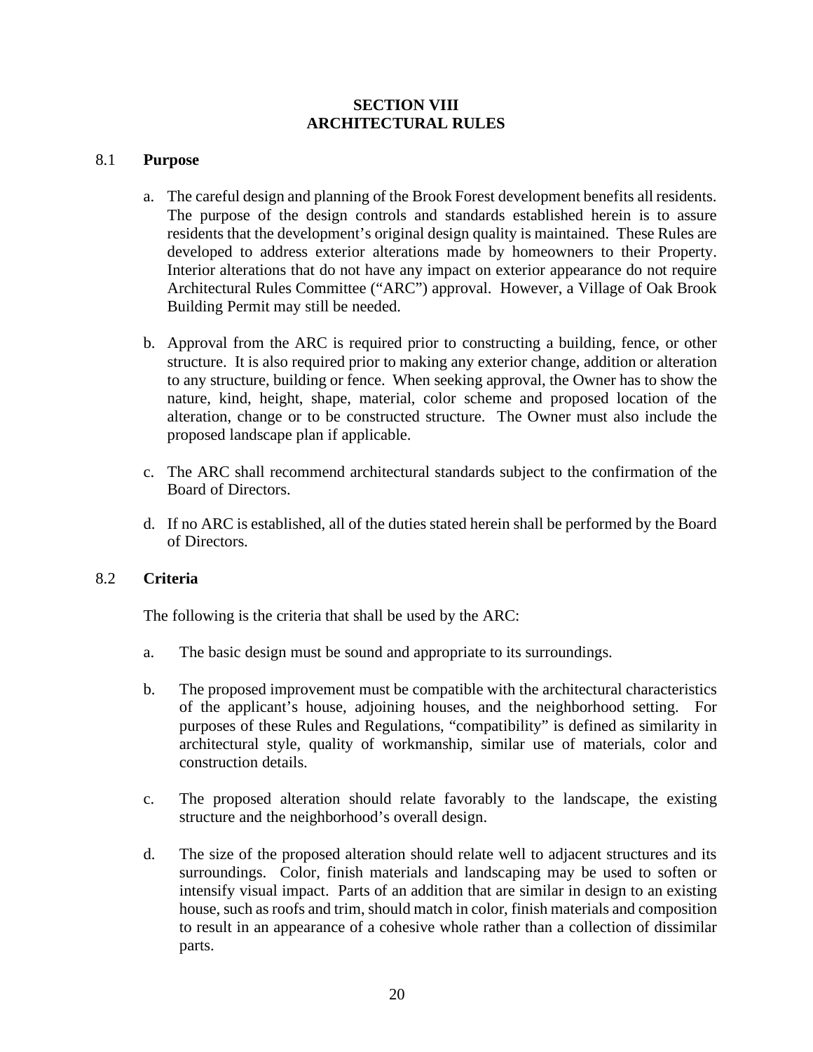## SECTION VIII
## ARCHITECTURAL RULES

### 8.1 Purpose

a. The careful design and planning of the Brook Forest development benefits all residents. The purpose of the design controls and standards established herein is to assure residents that the development's original design quality is maintained. These Rules are developed to address exterior alterations made by homeowners to their Property. Interior alterations that do not have any impact on exterior appearance do not require Architectural Rules Committee ("ARC") approval. However, a Village of Oak Brook Building Permit may still be needed.

b. Approval from the ARC is required prior to constructing a building, fence, or other structure. It is also required prior to making any exterior change, addition or alteration to any structure, building or fence. When seeking approval, the Owner has to show the nature, kind, height, shape, material, color scheme and proposed location of the alteration, change or to be constructed structure. The Owner must also include the proposed landscape plan if applicable.

c. The ARC shall recommend architectural standards subject to the confirmation of the Board of Directors.

d. If no ARC is established, all of the duties stated herein shall be performed by the Board of Directors.

### 8.2 Criteria

The following is the criteria that shall be used by the ARC:

a. The basic design must be sound and appropriate to its surroundings.

b. The proposed improvement must be compatible with the architectural characteristics of the applicant's house, adjoining houses, and the neighborhood setting. For purposes of these Rules and Regulations, "compatibility" is defined as similarity in architectural style, quality of workmanship, similar use of materials, color and construction details.

c. The proposed alteration should relate favorably to the landscape, the existing structure and the neighborhood's overall design.

d. The size of the proposed alteration should relate well to adjacent structures and its surroundings. Color, finish materials and landscaping may be used to soften or intensify visual impact. Parts of an addition that are similar in design to an existing house, such as roofs and trim, should match in color, finish materials and composition to result in an appearance of a cohesive whole rather than a collection of dissimilar parts.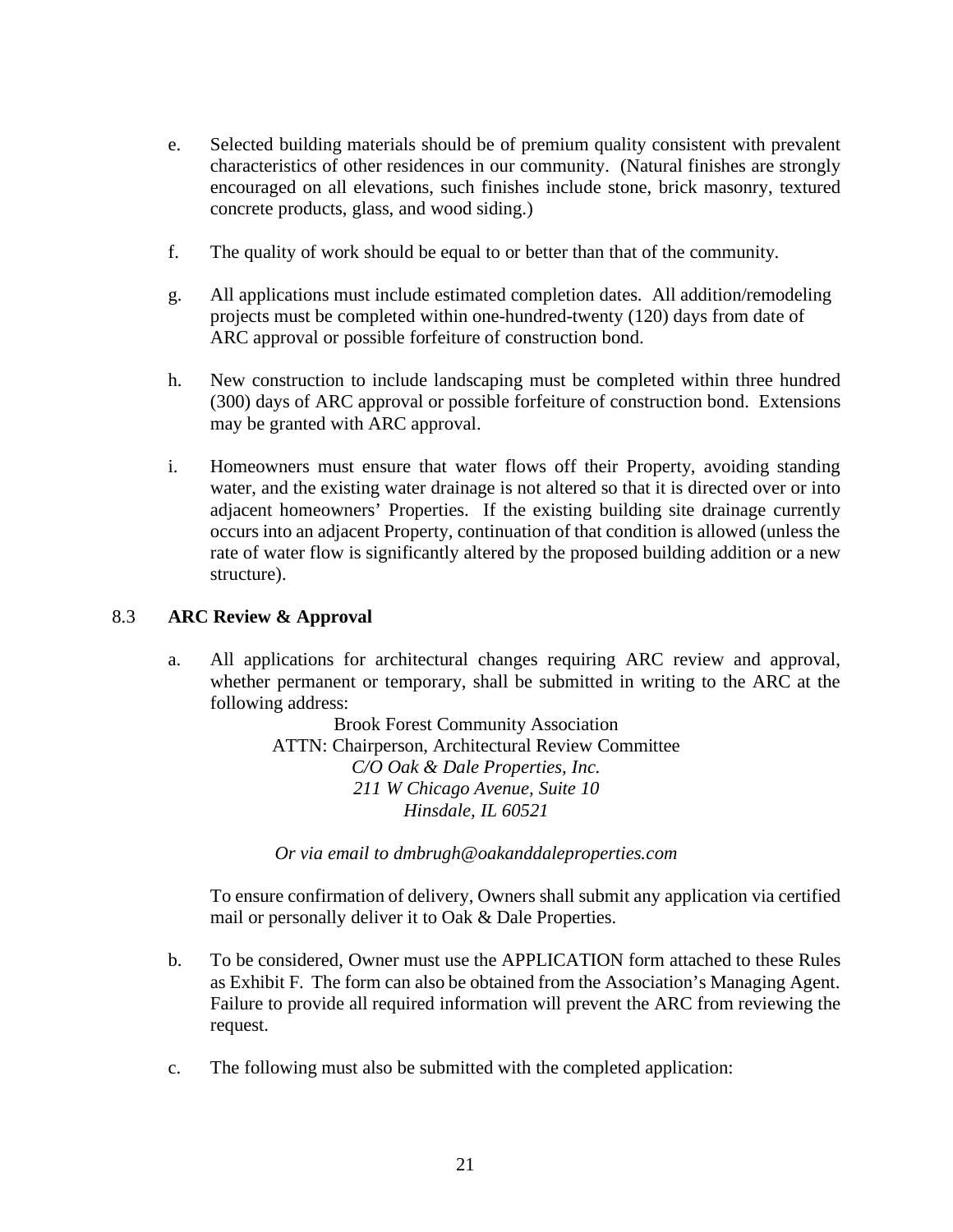e. Selected building materials should be of premium quality consistent with prevalent characteristics of other residences in our community. (Natural finishes are strongly encouraged on all elevations, such finishes include stone, brick masonry, textured concrete products, glass, and wood siding.)

f. The quality of work should be equal to or better than that of the community.

g. All applications must include estimated completion dates. All addition/remodeling projects must be completed within one-hundred-twenty (120) days from date of ARC approval or possible forfeiture of construction bond.

h. New construction to include landscaping must be completed within three hundred (300) days of ARC approval or possible forfeiture of construction bond. Extensions may be granted with ARC approval.

i. Homeowners must ensure that water flows off their Property, avoiding standing water, and the existing water drainage is not altered so that it is directed over or into adjacent homeowners' Properties. If the existing building site drainage currently occurs into an adjacent Property, continuation of that condition is allowed (unless the rate of water flow is significantly altered by the proposed building addition or a new structure).

## 8.3 **ARC Review & Approval**

a. All applications for architectural changes requiring ARC review and approval, whether permanent or temporary, shall be submitted in writing to the ARC at the following address:

Brook Forest Community Association
ATTN: Chairperson, Architectural Review Committee
*C/O Oak & Dale Properties, Inc.*
*211 W Chicago Avenue, Suite 10*
*Hinsdale, IL 60521*

*Or via email to dmbrugh@oakanddaleproperties.com*

To ensure confirmation of delivery, Owners shall submit any application via certified mail or personally deliver it to Oak & Dale Properties.

b. To be considered, Owner must use the APPLICATION form attached to these Rules as Exhibit F. The form can also be obtained from the Association's Managing Agent. Failure to provide all required information will prevent the ARC from reviewing the request.

c. The following must also be submitted with the completed application: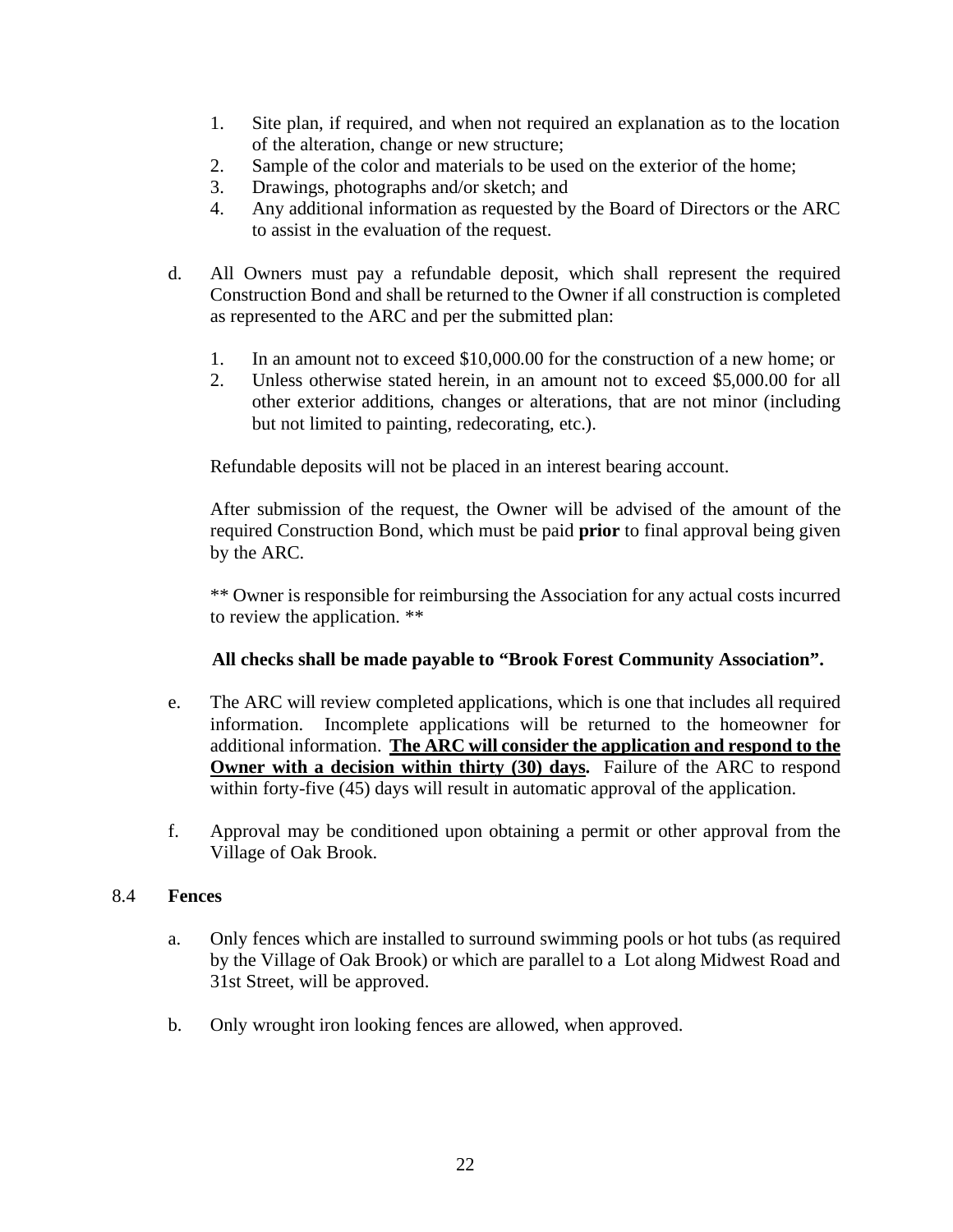1. Site plan, if required, and when not required an explanation as to the location of the alteration, change or new structure;
2. Sample of the color and materials to be used on the exterior of the home;
3. Drawings, photographs and/or sketch; and
4. Any additional information as requested by the Board of Directors or the ARC to assist in the evaluation of the request.

d. All Owners must pay a refundable deposit, which shall represent the required Construction Bond and shall be returned to the Owner if all construction is completed as represented to the ARC and per the submitted plan:

   1. In an amount not to exceed $10,000.00 for the construction of a new home; or
   2. Unless otherwise stated herein, in an amount not to exceed $5,000.00 for all other exterior additions, changes or alterations, that are not minor (including but not limited to painting, redecorating, etc.).

   Refundable deposits will not be placed in an interest bearing account.

   After submission of the request, the Owner will be advised of the amount of the required Construction Bond, which must be paid **prior** to final approval being given by the ARC.

   ** Owner is responsible for reimbursing the Association for any actual costs incurred to review the application. **

   **All checks shall be made payable to "Brook Forest Community Association".**

e. The ARC will review completed applications, which is one that includes all required information. Incomplete applications will be returned to the homeowner for additional information. **<u>The ARC will consider the application and respond to the Owner with a decision within thirty (30) days.</u>** Failure of the ARC to respond within forty-five (45) days will result in automatic approval of the application.

f. Approval may be conditioned upon obtaining a permit or other approval from the Village of Oak Brook.

8.4 **Fences**

a. Only fences which are installed to surround swimming pools or hot tubs (as required by the Village of Oak Brook) or which are parallel to a Lot along Midwest Road and 31st Street, will be approved.

b. Only wrought iron looking fences are allowed, when approved.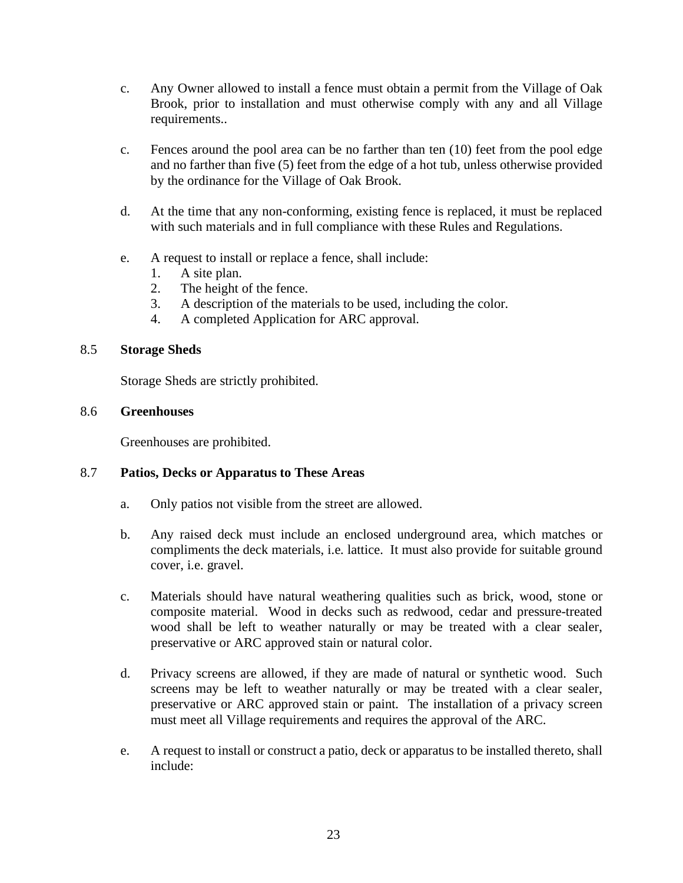c. Any Owner allowed to install a fence must obtain a permit from the Village of Oak Brook, prior to installation and must otherwise comply with any and all Village requirements..

c. Fences around the pool area can be no farther than ten (10) feet from the pool edge and no farther than five (5) feet from the edge of a hot tub, unless otherwise provided by the ordinance for the Village of Oak Brook.

d. At the time that any non-conforming, existing fence is replaced, it must be replaced with such materials and in full compliance with these Rules and Regulations.

e. A request to install or replace a fence, shall include:
   1. A site plan.
   2. The height of the fence.
   3. A description of the materials to be used, including the color.
   4. A completed Application for ARC approval.

8.5 **Storage Sheds**

Storage Sheds are strictly prohibited.

8.6 **Greenhouses**

Greenhouses are prohibited.

8.7 **Patios, Decks or Apparatus to These Areas**

a. Only patios not visible from the street are allowed.

b. Any raised deck must include an enclosed underground area, which matches or compliments the deck materials, i.e. lattice. It must also provide for suitable ground cover, i.e. gravel.

c. Materials should have natural weathering qualities such as brick, wood, stone or composite material. Wood in decks such as redwood, cedar and pressure-treated wood shall be left to weather naturally or may be treated with a clear sealer, preservative or ARC approved stain or natural color.

d. Privacy screens are allowed, if they are made of natural or synthetic wood. Such screens may be left to weather naturally or may be treated with a clear sealer, preservative or ARC approved stain or paint. The installation of a privacy screen must meet all Village requirements and requires the approval of the ARC.

e. A request to install or construct a patio, deck or apparatus to be installed thereto, shall include: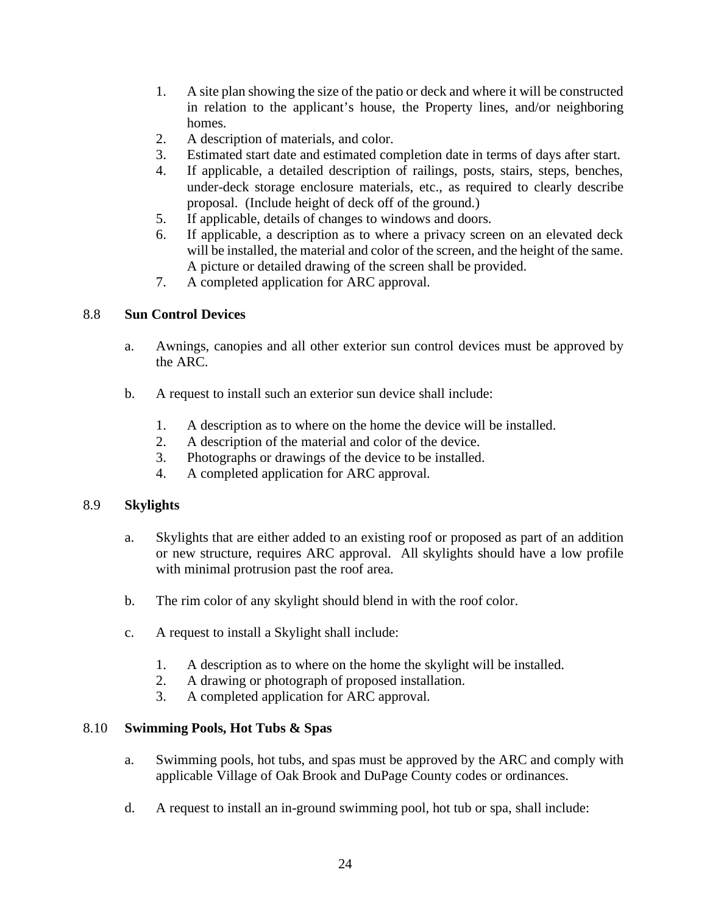1. A site plan showing the size of the patio or deck and where it will be constructed in relation to the applicant's house, the Property lines, and/or neighboring homes.
2. A description of materials, and color.
3. Estimated start date and estimated completion date in terms of days after start.
4. If applicable, a detailed description of railings, posts, stairs, steps, benches, under-deck storage enclosure materials, etc., as required to clearly describe proposal. (Include height of deck off of the ground.)
5. If applicable, details of changes to windows and doors.
6. If applicable, a description as to where a privacy screen on an elevated deck will be installed, the material and color of the screen, and the height of the same. A picture or detailed drawing of the screen shall be provided.
7. A completed application for ARC approval.

### 8.8 **Sun Control Devices**

a. Awnings, canopies and all other exterior sun control devices must be approved by the ARC.

b. A request to install such an exterior sun device shall include:

   1. A description as to where on the home the device will be installed.
   2. A description of the material and color of the device.
   3. Photographs or drawings of the device to be installed.
   4. A completed application for ARC approval.

### 8.9 **Skylights**

a. Skylights that are either added to an existing roof or proposed as part of an addition or new structure, requires ARC approval. All skylights should have a low profile with minimal protrusion past the roof area.

b. The rim color of any skylight should blend in with the roof color.

c. A request to install a Skylight shall include:

   1. A description as to where on the home the skylight will be installed.
   2. A drawing or photograph of proposed installation.
   3. A completed application for ARC approval.

### 8.10 **Swimming Pools, Hot Tubs & Spas**

a. Swimming pools, hot tubs, and spas must be approved by the ARC and comply with applicable Village of Oak Brook and DuPage County codes or ordinances.

d. A request to install an in-ground swimming pool, hot tub or spa, shall include: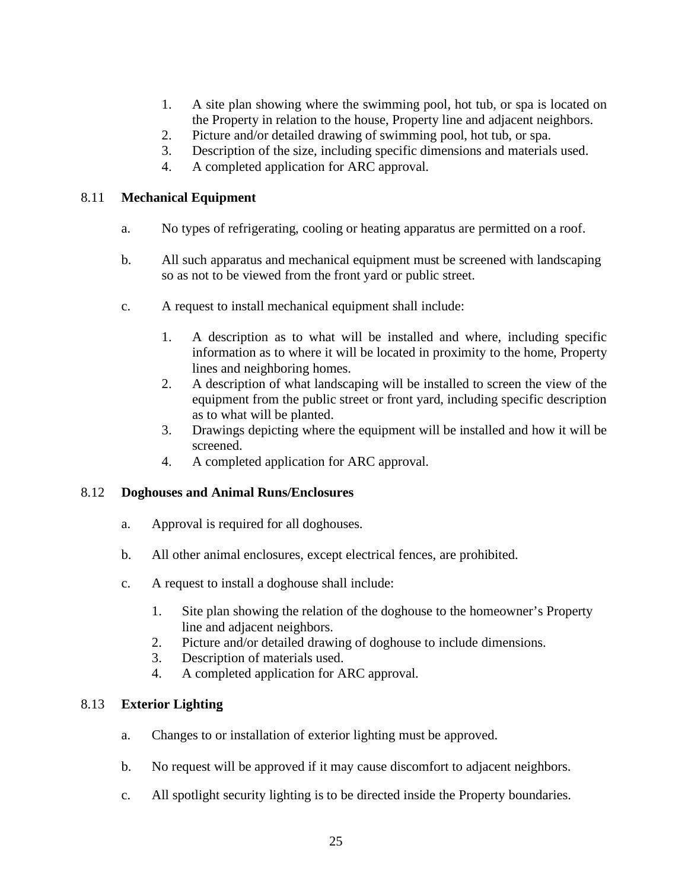1. A site plan showing where the swimming pool, hot tub, or spa is located on the Property in relation to the house, Property line and adjacent neighbors.
2. Picture and/or detailed drawing of swimming pool, hot tub, or spa.
3. Description of the size, including specific dimensions and materials used.
4. A completed application for ARC approval.

### 8.11 **Mechanical Equipment**

a. No types of refrigerating, cooling or heating apparatus are permitted on a roof.

b. All such apparatus and mechanical equipment must be screened with landscaping so as not to be viewed from the front yard or public street.

c. A request to install mechanical equipment shall include:

1. A description as to what will be installed and where, including specific information as to where it will be located in proximity to the home, Property lines and neighboring homes.
2. A description of what landscaping will be installed to screen the view of the equipment from the public street or front yard, including specific description as to what will be planted.
3. Drawings depicting where the equipment will be installed and how it will be screened.
4. A completed application for ARC approval.

### 8.12 **Doghouses and Animal Runs/Enclosures**

a. Approval is required for all doghouses.

b. All other animal enclosures, except electrical fences, are prohibited.

c. A request to install a doghouse shall include:

1. Site plan showing the relation of the doghouse to the homeowner's Property line and adjacent neighbors.
2. Picture and/or detailed drawing of doghouse to include dimensions.
3. Description of materials used.
4. A completed application for ARC approval.

### 8.13 **Exterior Lighting**

a. Changes to or installation of exterior lighting must be approved.

b. No request will be approved if it may cause discomfort to adjacent neighbors.

c. All spotlight security lighting is to be directed inside the Property boundaries.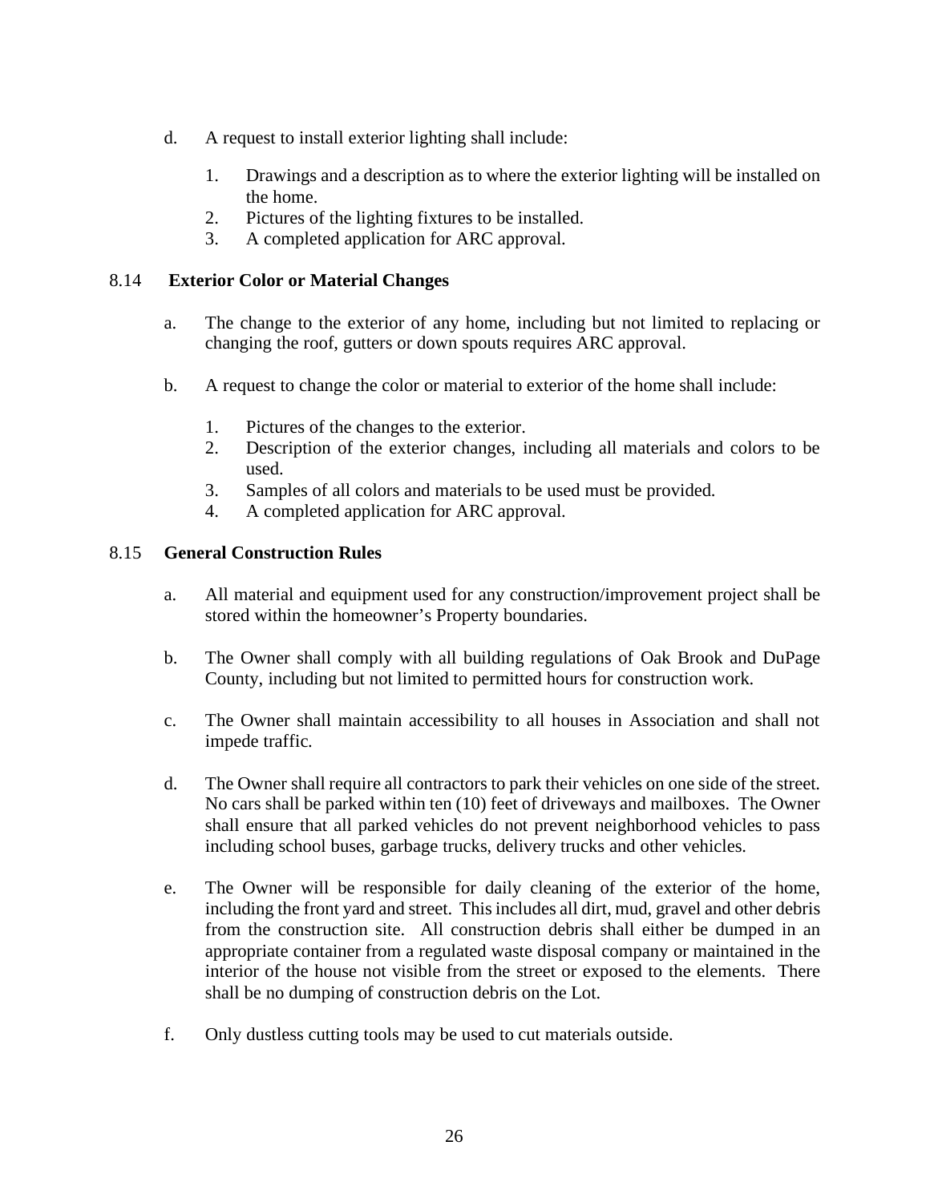d. A request to install exterior lighting shall include:

   1. Drawings and a description as to where the exterior lighting will be installed on the home.
   2. Pictures of the lighting fixtures to be installed.
   3. A completed application for ARC approval.

### 8.14 **Exterior Color or Material Changes**

a. The change to the exterior of any home, including but not limited to replacing or changing the roof, gutters or down spouts requires ARC approval.

b. A request to change the color or material to exterior of the home shall include:

   1. Pictures of the changes to the exterior.
   2. Description of the exterior changes, including all materials and colors to be used.
   3. Samples of all colors and materials to be used must be provided.
   4. A completed application for ARC approval.

### 8.15 **General Construction Rules**

a. All material and equipment used for any construction/improvement project shall be stored within the homeowner's Property boundaries.

b. The Owner shall comply with all building regulations of Oak Brook and DuPage County, including but not limited to permitted hours for construction work.

c. The Owner shall maintain accessibility to all houses in Association and shall not impede traffic.

d. The Owner shall require all contractors to park their vehicles on one side of the street. No cars shall be parked within ten (10) feet of driveways and mailboxes. The Owner shall ensure that all parked vehicles do not prevent neighborhood vehicles to pass including school buses, garbage trucks, delivery trucks and other vehicles.

e. The Owner will be responsible for daily cleaning of the exterior of the home, including the front yard and street. This includes all dirt, mud, gravel and other debris from the construction site. All construction debris shall either be dumped in an appropriate container from a regulated waste disposal company or maintained in the interior of the house not visible from the street or exposed to the elements. There shall be no dumping of construction debris on the Lot.

f. Only dustless cutting tools may be used to cut materials outside.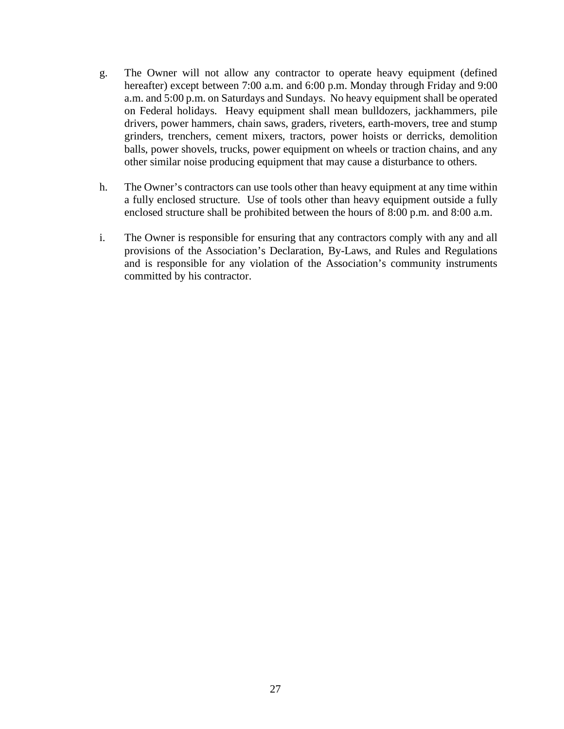g. The Owner will not allow any contractor to operate heavy equipment (defined hereafter) except between 7:00 a.m. and 6:00 p.m. Monday through Friday and 9:00 a.m. and 5:00 p.m. on Saturdays and Sundays. No heavy equipment shall be operated on Federal holidays. Heavy equipment shall mean bulldozers, jackhammers, pile drivers, power hammers, chain saws, graders, riveters, earth-movers, tree and stump grinders, trenchers, cement mixers, tractors, power hoists or derricks, demolition balls, power shovels, trucks, power equipment on wheels or traction chains, and any other similar noise producing equipment that may cause a disturbance to others.

h. The Owner's contractors can use tools other than heavy equipment at any time within a fully enclosed structure. Use of tools other than heavy equipment outside a fully enclosed structure shall be prohibited between the hours of 8:00 p.m. and 8:00 a.m.

i. The Owner is responsible for ensuring that any contractors comply with any and all provisions of the Association's Declaration, By-Laws, and Rules and Regulations and is responsible for any violation of the Association's community instruments committed by his contractor.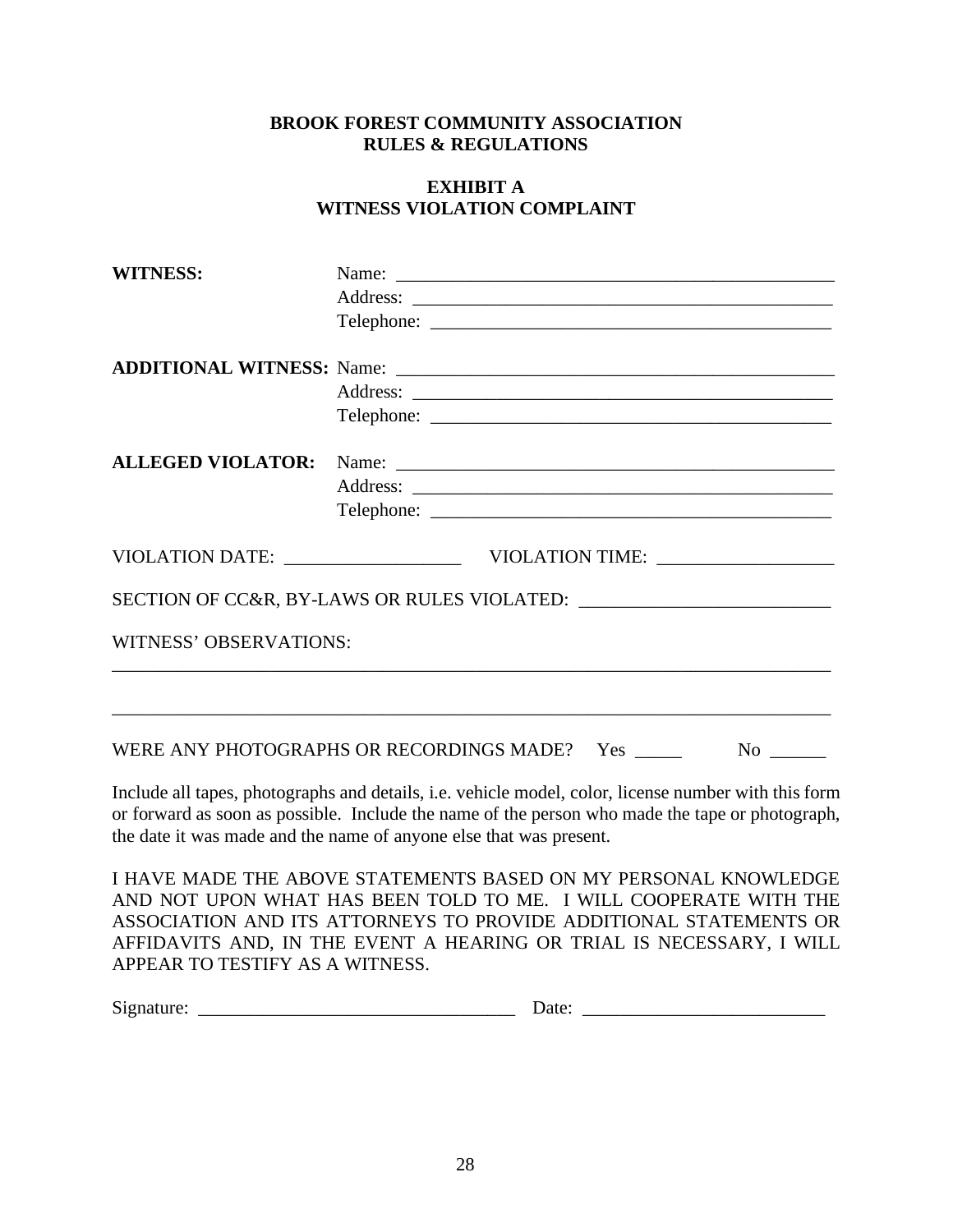**BROOK FOREST COMMUNITY ASSOCIATION**
**RULES & REGULATIONS**

**EXHIBIT A**
**WITNESS VIOLATION COMPLAINT**

**WITNESS:** Name: ______________________________________________
Address: ____________________________________________
Telephone: __________________________________________

**ADDITIONAL WITNESS:** Name: ______________________________________________
Address: ____________________________________________
Telephone: __________________________________________

**ALLEGED VIOLATOR:** Name: ______________________________________________
Address: ____________________________________________
Telephone: __________________________________________

VIOLATION DATE: ___________________ VIOLATION TIME: ___________________

SECTION OF CC&R, BY-LAWS OR RULES VIOLATED: __________________________

WITNESS' OBSERVATIONS:
_____________________________________________________________________________

_____________________________________________________________________________

WERE ANY PHOTOGRAPHS OR RECORDINGS MADE? Yes _____ No ______

Include all tapes, photographs and details, i.e. vehicle model, color, license number with this form or forward as soon as possible. Include the name of the person who made the tape or photograph, the date it was made and the name of anyone else that was present.

I HAVE MADE THE ABOVE STATEMENTS BASED ON MY PERSONAL KNOWLEDGE AND NOT UPON WHAT HAS BEEN TOLD TO ME. I WILL COOPERATE WITH THE ASSOCIATION AND ITS ATTORNEYS TO PROVIDE ADDITIONAL STATEMENTS OR AFFIDAVITS AND, IN THE EVENT A HEARING OR TRIAL IS NECESSARY, I WILL APPEAR TO TESTIFY AS A WITNESS.

Signature: __________________________________ Date: __________________________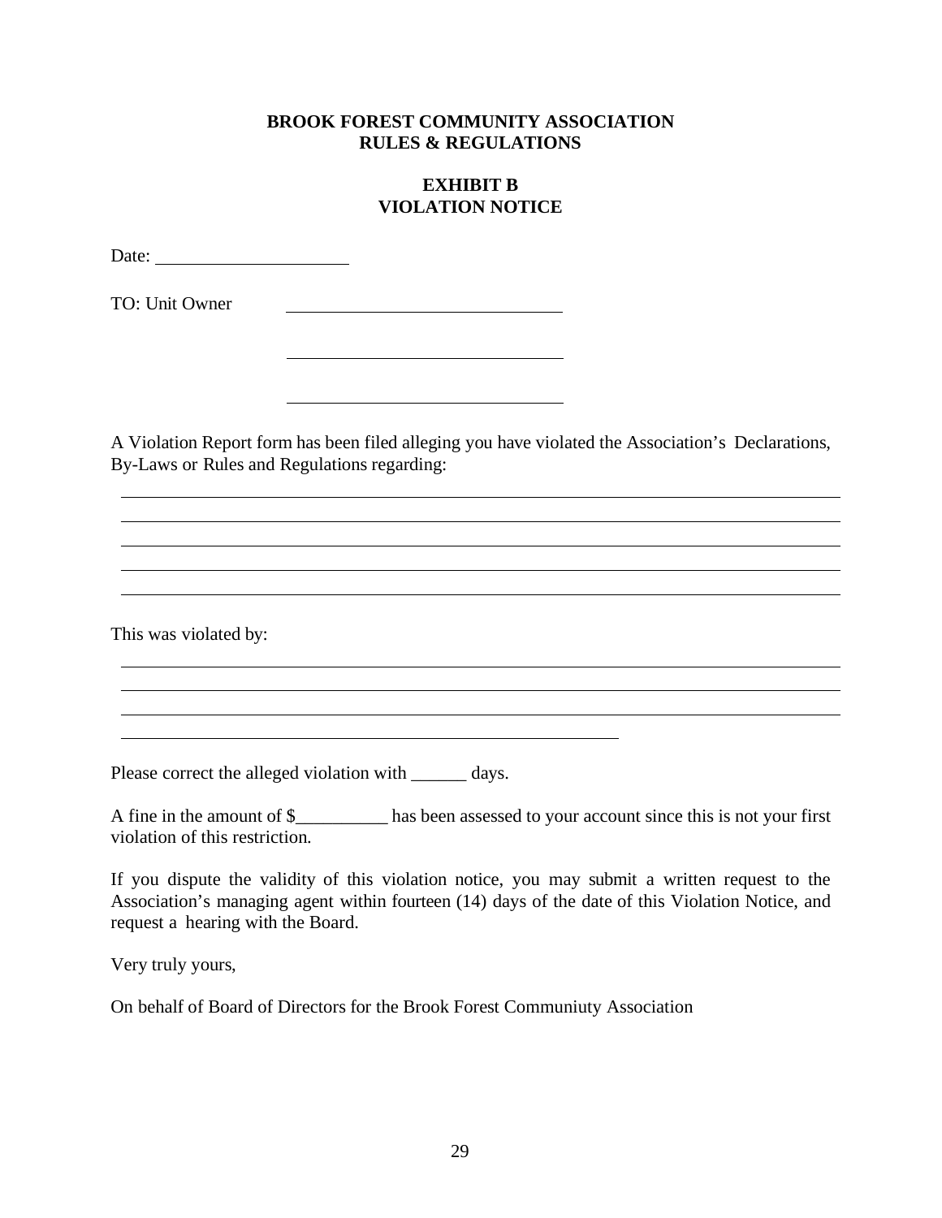**BROOK FOREST COMMUNITY ASSOCIATION**
**RULES & REGULATIONS**

**EXHIBIT B**
**VIOLATION NOTICE**

Date: ____________________

TO: Unit Owner ____________________________

____________________________

____________________________

A Violation Report form has been filed alleging you have violated the Association's Declarations, By-Laws or Rules and Regulations regarding:

______________________________________________________________________________

______________________________________________________________________________

______________________________________________________________________________

______________________________________________________________________________

______________________________________________________________________________

This was violated by:

______________________________________________________________________________

______________________________________________________________________________

______________________________________________________________________________

______________________________________________________

Please correct the alleged violation with ______ days.

A fine in the amount of $__________ has been assessed to your account since this is not your first violation of this restriction.

If you dispute the validity of this violation notice, you may submit a written request to the Association's managing agent within fourteen (14) days of the date of this Violation Notice, and request a hearing with the Board.

Very truly yours,

On behalf of Board of Directors for the Brook Forest Communiuty Association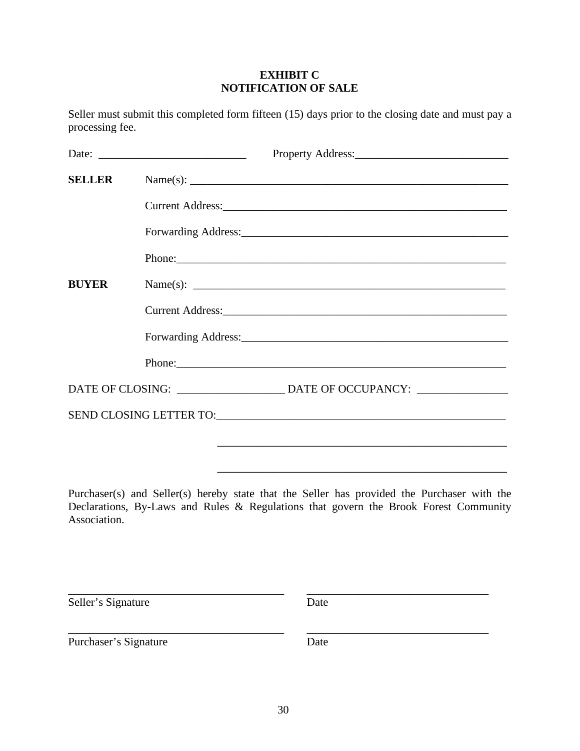# EXHIBIT C
# NOTIFICATION OF SALE

Seller must submit this completed form fifteen (15) days prior to the closing date and must pay a processing fee.

Date: ___________________________ Property Address:___________________________

**SELLER** Name(s): ___________________________________________________________

Current Address:___________________________________________________

Forwarding Address:________________________________________________

Phone:____________________________________________________________

**BUYER** Name(s): ___________________________________________________________

Current Address:___________________________________________________

Forwarding Address:________________________________________________

Phone:____________________________________________________________

DATE OF CLOSING: ___________________ DATE OF OCCUPANCY: ________________

SEND CLOSING LETTER TO:____________________________________________________

_____________________________________________________

_____________________________________________________

Purchaser(s) and Seller(s) hereby state that the Seller has provided the Purchaser with the Declarations, By-Laws and Rules & Regulations that govern the Brook Forest Community Association.

_______________________________________ _________________________________

Seller's Signature Date

_______________________________________ _________________________________

Purchaser's Signature Date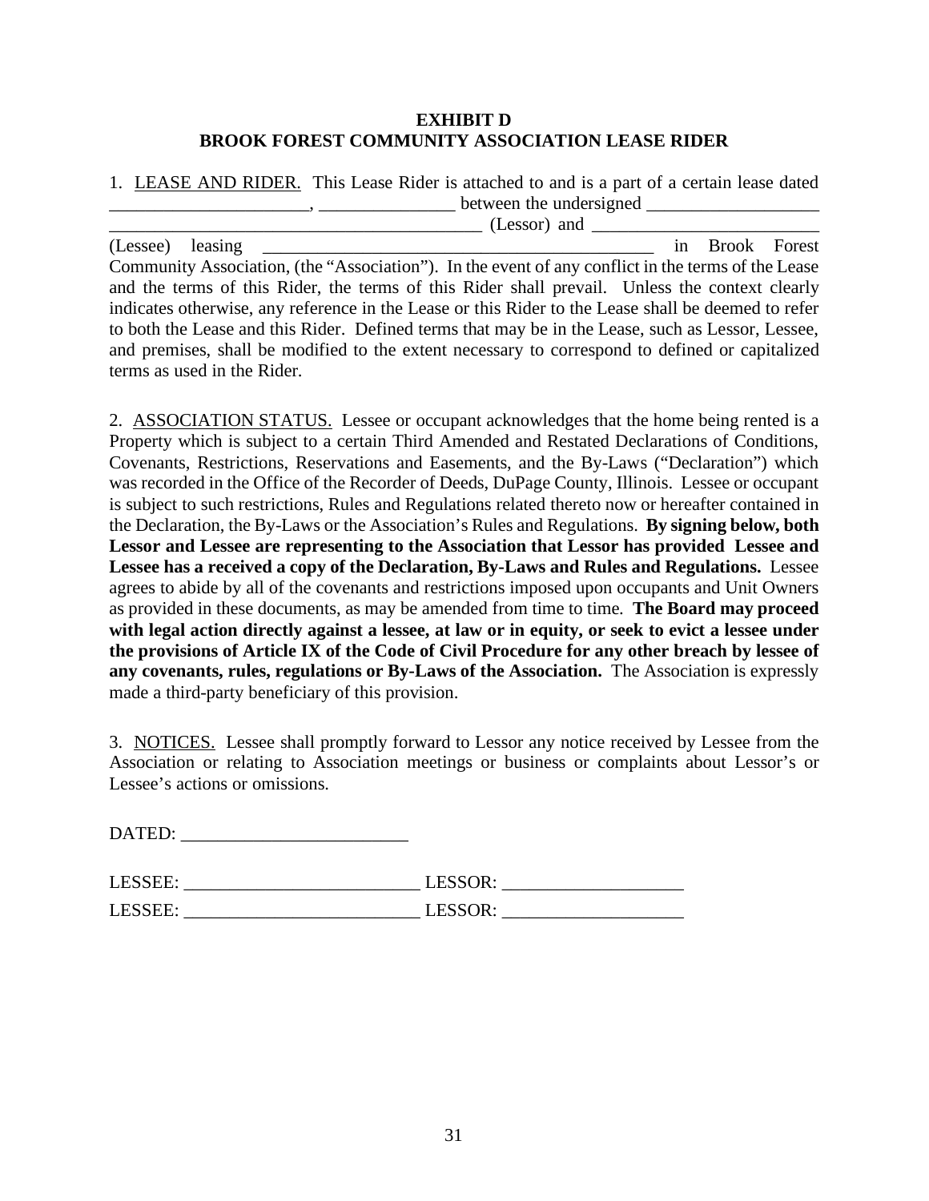# EXHIBIT D
# BROOK FOREST COMMUNITY ASSOCIATION LEASE RIDER

1. LEASE AND RIDER. This Lease Rider is attached to and is a part of a certain lease dated ______________________, _______________ between the undersigned ___________________ __________________________________________ (Lessor) and _________________________ (Lessee) leasing ____________________________________________ in Brook Forest Community Association, (the "Association"). In the event of any conflict in the terms of the Lease and the terms of this Rider, the terms of this Rider shall prevail. Unless the context clearly indicates otherwise, any reference in the Lease or this Rider to the Lease shall be deemed to refer to both the Lease and this Rider. Defined terms that may be in the Lease, such as Lessor, Lessee, and premises, shall be modified to the extent necessary to correspond to defined or capitalized terms as used in the Rider.

2. ASSOCIATION STATUS. Lessee or occupant acknowledges that the home being rented is a Property which is subject to a certain Third Amended and Restated Declarations of Conditions, Covenants, Restrictions, Reservations and Easements, and the By-Laws ("Declaration") which was recorded in the Office of the Recorder of Deeds, DuPage County, Illinois. Lessee or occupant is subject to such restrictions, Rules and Regulations related thereto now or hereafter contained in the Declaration, the By-Laws or the Association's Rules and Regulations. **By signing below, both Lessor and Lessee are representing to the Association that Lessor has provided Lessee and Lessee has a received a copy of the Declaration, By-Laws and Rules and Regulations.** Lessee agrees to abide by all of the covenants and restrictions imposed upon occupants and Unit Owners as provided in these documents, as may be amended from time to time. **The Board may proceed with legal action directly against a lessee, at law or in equity, or seek to evict a lessee under the provisions of Article IX of the Code of Civil Procedure for any other breach by lessee of any covenants, rules, regulations or By-Laws of the Association.** The Association is expressly made a third-party beneficiary of this provision.

3. NOTICES. Lessee shall promptly forward to Lessor any notice received by Lessee from the Association or relating to Association meetings or business or complaints about Lessor's or Lessee's actions or omissions.

DATED: ________________________

LESSEE: _________________________ LESSOR: ___________________

LESSEE: _________________________ LESSOR: ___________________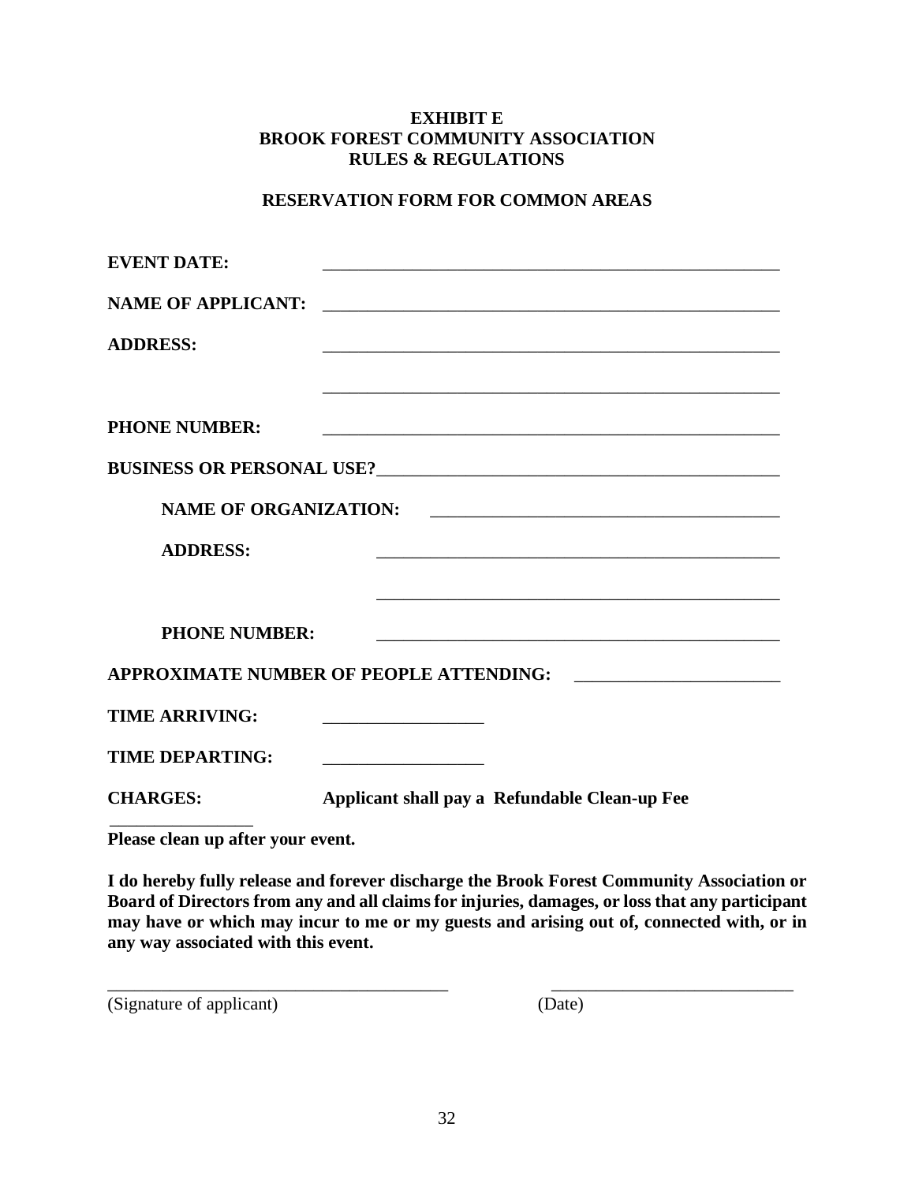**EXHIBIT E**
**BROOK FOREST COMMUNITY ASSOCIATION**
**RULES & REGULATIONS**

**RESERVATION FORM FOR COMMON AREAS**

**EVENT DATE:** ____________________________________________________

**NAME OF APPLICANT:** ____________________________________________________

**ADDRESS:** ____________________________________________________

____________________________________________________

**PHONE NUMBER:** ____________________________________________________

**BUSINESS OR PERSONAL USE?**____________________________________________

**NAME OF ORGANIZATION:** ______________________________________

**ADDRESS:** ______________________________________________

______________________________________________

**PHONE NUMBER:** ______________________________________________

**APPROXIMATE NUMBER OF PEOPLE ATTENDING:** ______________________

**TIME ARRIVING:** __________________

**TIME DEPARTING:** __________________

**CHARGES:** **Applicant shall pay a Refundable Clean-up Fee** ________________

**Please clean up after your event.**

**I do hereby fully release and forever discharge the Brook Forest Community Association or Board of Directors from any and all claims for injuries, damages, or loss that any participant may have or which may incur to me or my guests and arising out of, connected with, or in any way associated with this event.**

________________________________________ ____________________________
(Signature of applicant) (Date)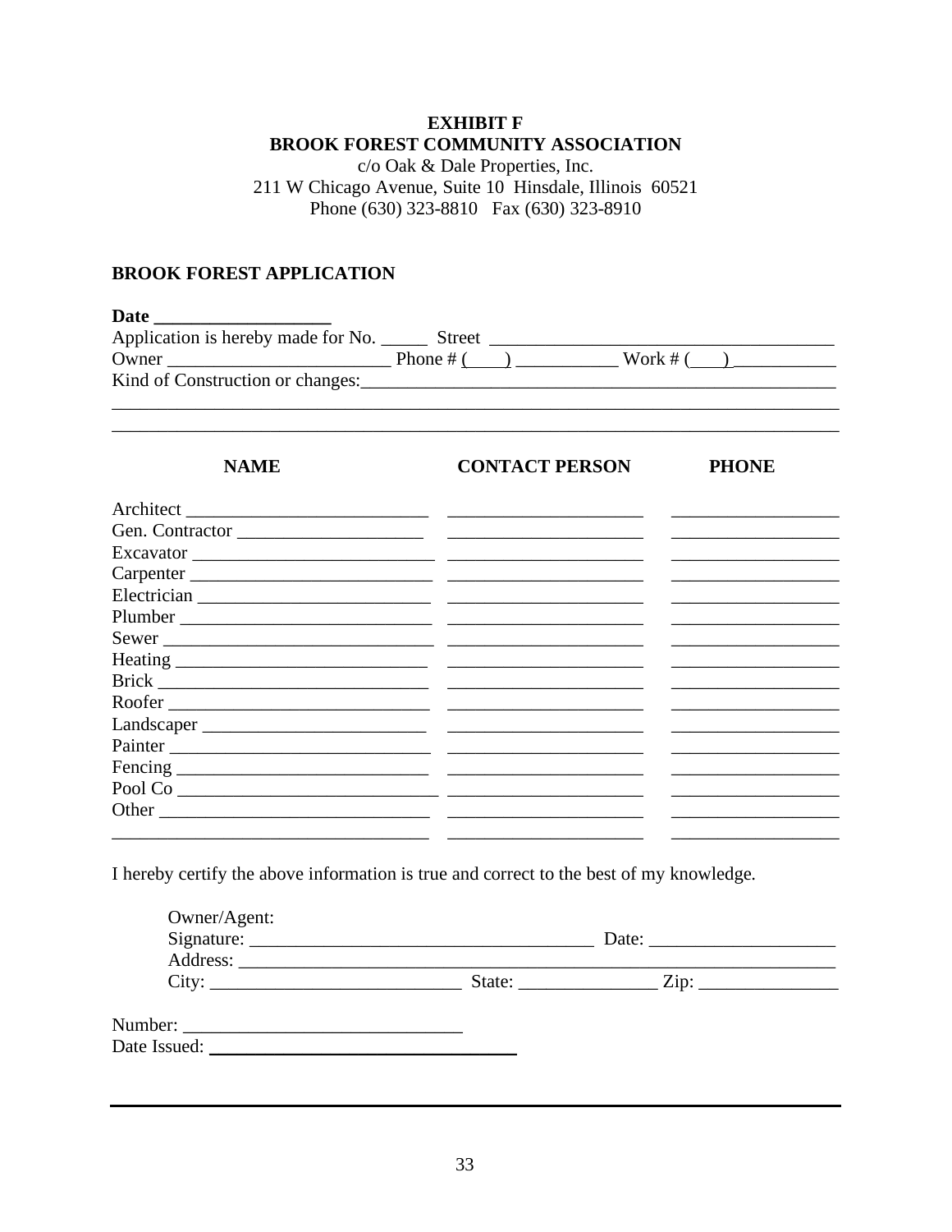**EXHIBIT F**
**BROOK FOREST COMMUNITY ASSOCIATION**
c/o Oak & Dale Properties, Inc.
211 W Chicago Avenue, Suite 10 Hinsdale, Illinois 60521
Phone (630) 323-8810 Fax (630) 323-8910

**BROOK FOREST APPLICATION**

**Date** ___________________
Application is hereby made for No. _____ Street ____________________________________
Owner ________________________ Phone # (____) ___________ Work # (___) ___________
Kind of Construction or changes:_____________________________________________________
______________________________________________________________________________
______________________________________________________________________________

| **NAME** | **CONTACT PERSON** | **PHONE** |
|---|---|---|
| Architect ___________________________ | _____________________ | __________________ |
| Gen. Contractor ____________________ | _____________________ | __________________ |
| Excavator __________________________ | _____________________ | __________________ |
| Carpenter __________________________ | _____________________ | __________________ |
| Electrician _________________________ | _____________________ | __________________ |
| Plumber ____________________________ | _____________________ | __________________ |
| Sewer ______________________________ | _____________________ | __________________ |
| Heating ____________________________ | _____________________ | __________________ |
| Brick ______________________________ | _____________________ | __________________ |
| Roofer _____________________________ | _____________________ | __________________ |
| Landscaper _________________________ | _____________________ | __________________ |
| Painter ____________________________ | _____________________ | __________________ |
| Fencing ____________________________ | _____________________ | __________________ |
| Pool Co ____________________________ | _____________________ | __________________ |
| Other ______________________________ | _____________________ | __________________ |
| ___________________________________ | _____________________ | __________________ |

I hereby certify the above information is true and correct to the best of my knowledge.

Owner/Agent:
Signature: ______________________________________ Date: ____________________
Address: ____________________________________________________________________
City: ___________________________ State: _______________ Zip: _______________

Number: ______________________________
Date Issued: _________________________________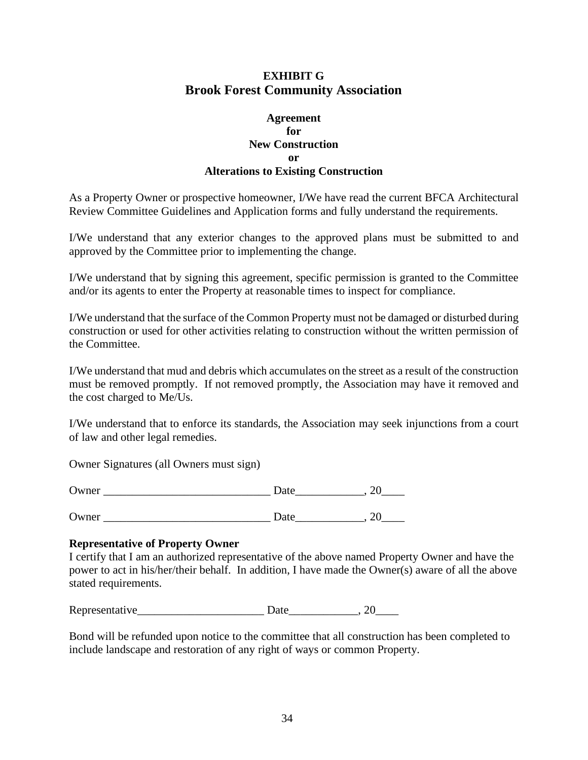## EXHIBIT G
# Brook Forest Community Association

### Agreement
### for
### New Construction
### or
### Alterations to Existing Construction

As a Property Owner or prospective homeowner, I/We have read the current BFCA Architectural Review Committee Guidelines and Application forms and fully understand the requirements.

I/We understand that any exterior changes to the approved plans must be submitted to and approved by the Committee prior to implementing the change.

I/We understand that by signing this agreement, specific permission is granted to the Committee and/or its agents to enter the Property at reasonable times to inspect for compliance.

I/We understand that the surface of the Common Property must not be damaged or disturbed during construction or used for other activities relating to construction without the written permission of the Committee.

I/We understand that mud and debris which accumulates on the street as a result of the construction must be removed promptly. If not removed promptly, the Association may have it removed and the cost charged to Me/Us.

I/We understand that to enforce its standards, the Association may seek injunctions from a court of law and other legal remedies.

Owner Signatures (all Owners must sign)

Owner _____________________________ Date____________, 20____

Owner _____________________________ Date____________, 20____

**Representative of Property Owner**

I certify that I am an authorized representative of the above named Property Owner and have the power to act in his/her/their behalf. In addition, I have made the Owner(s) aware of all the above stated requirements.

Representative______________________ Date____________, 20____

Bond will be refunded upon notice to the committee that all construction has been completed to include landscape and restoration of any right of ways or common Property.